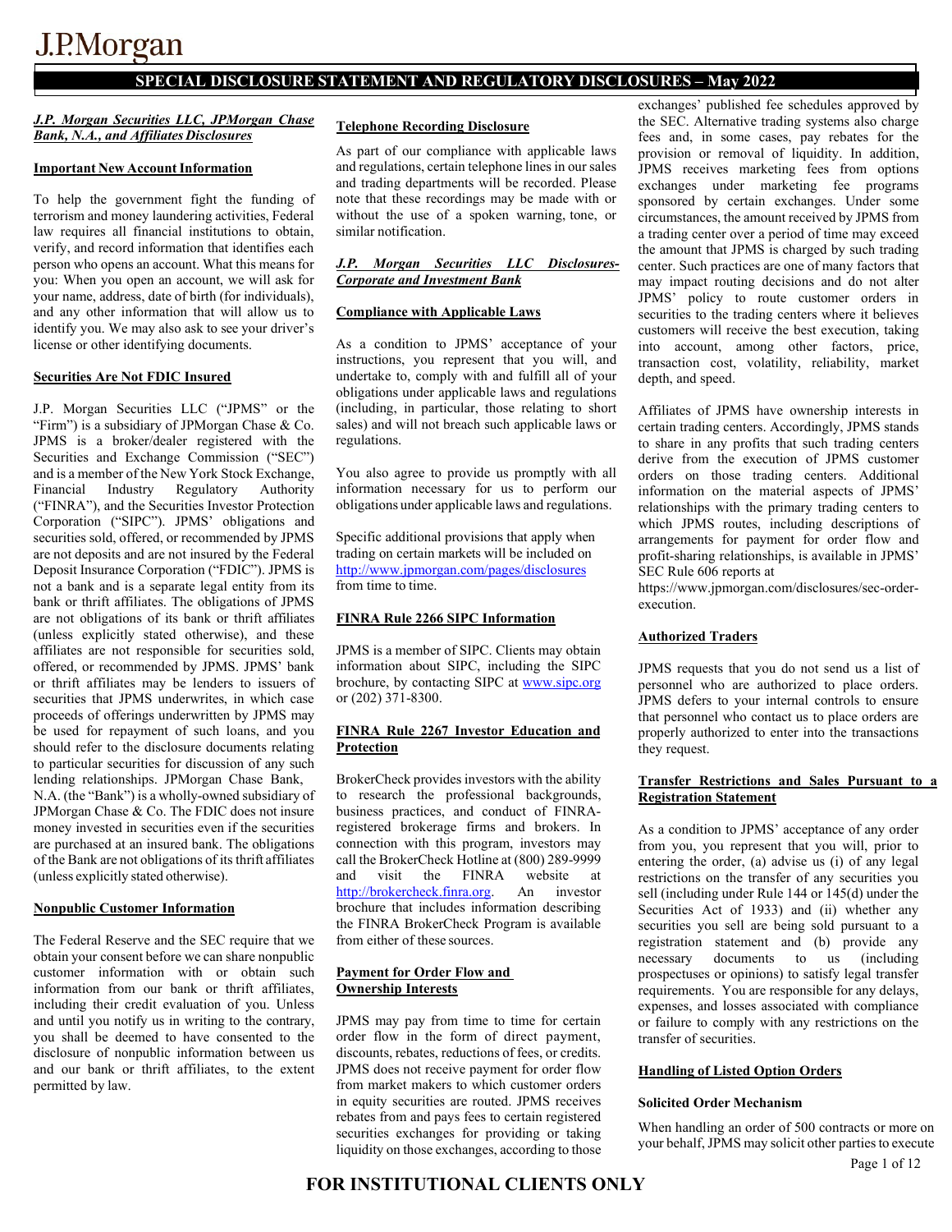# J.P.Morgan

## SPECIAL DISCLOSURE STATEMENT AND REGULATORY DISCLOSURES – May 2022

***J.P. Morgan Securities LLC, JPMorgan Chase Bank, N.A., and Affiliates Disclosures***

**Important New Account Information**

To help the government fight the funding of terrorism and money laundering activities, Federal law requires all financial institutions to obtain, verify, and record information that identifies each person who opens an account. What this means for you: When you open an account, we will ask for your name, address, date of birth (for individuals), and any other information that will allow us to identify you. We may also ask to see your driver's license or other identifying documents.

**Securities Are Not FDIC Insured**

J.P. Morgan Securities LLC ("JPMS" or the "Firm") is a subsidiary of JPMorgan Chase & Co. JPMS is a broker/dealer registered with the Securities and Exchange Commission ("SEC") and is a member of the New York Stock Exchange, Financial Industry Regulatory Authority ("FINRA"), and the Securities Investor Protection Corporation ("SIPC"). JPMS' obligations and securities sold, offered, or recommended by JPMS are not deposits and are not insured by the Federal Deposit Insurance Corporation ("FDIC"). JPMS is not a bank and is a separate legal entity from its bank or thrift affiliates. The obligations of JPMS are not obligations of its bank or thrift affiliates (unless explicitly stated otherwise), and these affiliates are not responsible for securities sold, offered, or recommended by JPMS. JPMS' bank or thrift affiliates may be lenders to issuers of securities that JPMS underwrites, in which case proceeds of offerings underwritten by JPMS may be used for repayment of such loans, and you should refer to the disclosure documents relating to particular securities for discussion of any such lending relationships. JPMorgan Chase Bank, N.A. (the "Bank") is a wholly-owned subsidiary of JPMorgan Chase & Co. The FDIC does not insure money invested in securities even if the securities are purchased at an insured bank. The obligations of the Bank are not obligations of its thrift affiliates (unless explicitly stated otherwise).

**Nonpublic Customer Information**

The Federal Reserve and the SEC require that we obtain your consent before we can share nonpublic customer information with or obtain such information from our bank or thrift affiliates, including their credit evaluation of you. Unless and until you notify us in writing to the contrary, you shall be deemed to have consented to the disclosure of nonpublic information between us and our bank or thrift affiliates, to the extent permitted by law.

**Telephone Recording Disclosure**

As part of our compliance with applicable laws and regulations, certain telephone lines in our sales and trading departments will be recorded. Please note that these recordings may be made with or without the use of a spoken warning, tone, or similar notification.

***J.P. Morgan Securities LLC Disclosures-Corporate and Investment Bank***

**Compliance with Applicable Laws**

As a condition to JPMS' acceptance of your instructions, you represent that you will, and undertake to, comply with and fulfill all of your obligations under applicable laws and regulations (including, in particular, those relating to short sales) and will not breach such applicable laws or regulations.

You also agree to provide us promptly with all information necessary for us to perform our obligations under applicable laws and regulations.

Specific additional provisions that apply when trading on certain markets will be included on http://www.jpmorgan.com/pages/disclosures from time to time.

**FINRA Rule 2266 SIPC Information**

JPMS is a member of SIPC. Clients may obtain information about SIPC, including the SIPC brochure, by contacting SIPC at www.sipc.org or (202) 371-8300.

**FINRA Rule 2267 Investor Education and Protection**

BrokerCheck provides investors with the ability to research the professional backgrounds, business practices, and conduct of FINRA-registered brokerage firms and brokers. In connection with this program, investors may call the BrokerCheck Hotline at (800) 289-9999 and visit the FINRA website at http://brokercheck.finra.org. An investor brochure that includes information describing the FINRA BrokerCheck Program is available from either of these sources.

**Payment for Order Flow and Ownership Interests**

JPMS may pay from time to time for certain order flow in the form of direct payment, discounts, rebates, reductions of fees, or credits. JPMS does not receive payment for order flow from market makers to which customer orders in equity securities are routed. JPMS receives rebates from and pays fees to certain registered securities exchanges for providing or taking liquidity on those exchanges, according to those exchanges' published fee schedules approved by the SEC. Alternative trading systems also charge fees and, in some cases, pay rebates for the provision or removal of liquidity. In addition, JPMS receives marketing fees from options exchanges under marketing fee programs sponsored by certain exchanges. Under some circumstances, the amount received by JPMS from a trading center over a period of time may exceed the amount that JPMS is charged by such trading center. Such practices are one of many factors that may impact routing decisions and do not alter JPMS' policy to route customer orders in securities to the trading centers where it believes customers will receive the best execution, taking into account, among other factors, price, transaction cost, volatility, reliability, market depth, and speed.

Affiliates of JPMS have ownership interests in certain trading centers. Accordingly, JPMS stands to share in any profits that such trading centers derive from the execution of JPMS customer orders on those trading centers. Additional information on the material aspects of JPMS' relationships with the primary trading centers to which JPMS routes, including descriptions of arrangements for payment for order flow and profit-sharing relationships, is available in JPMS' SEC Rule 606 reports at https://www.jpmorgan.com/disclosures/sec-order-execution.

**Authorized Traders**

JPMS requests that you do not send us a list of personnel who are authorized to place orders. JPMS defers to your internal controls to ensure that personnel who contact us to place orders are properly authorized to enter into the transactions they request.

**Transfer Restrictions and Sales Pursuant to a Registration Statement**

As a condition to JPMS' acceptance of any order from you, you represent that you will, prior to entering the order, (a) advise us (i) of any legal restrictions on the transfer of any securities you sell (including under Rule 144 or 145(d) under the Securities Act of 1933) and (ii) whether any securities you sell are being sold pursuant to a registration statement and (b) provide any necessary documents to us (including prospectuses or opinions) to satisfy legal transfer requirements. You are responsible for any delays, expenses, and losses associated with compliance or failure to comply with any restrictions on the transfer of securities.

**Handling of Listed Option Orders**

**Solicited Order Mechanism**

When handling an order of 500 contracts or more on your behalf, JPMS may solicit other parties to execute

FOR INSTITUTIONAL CLIENTS ONLY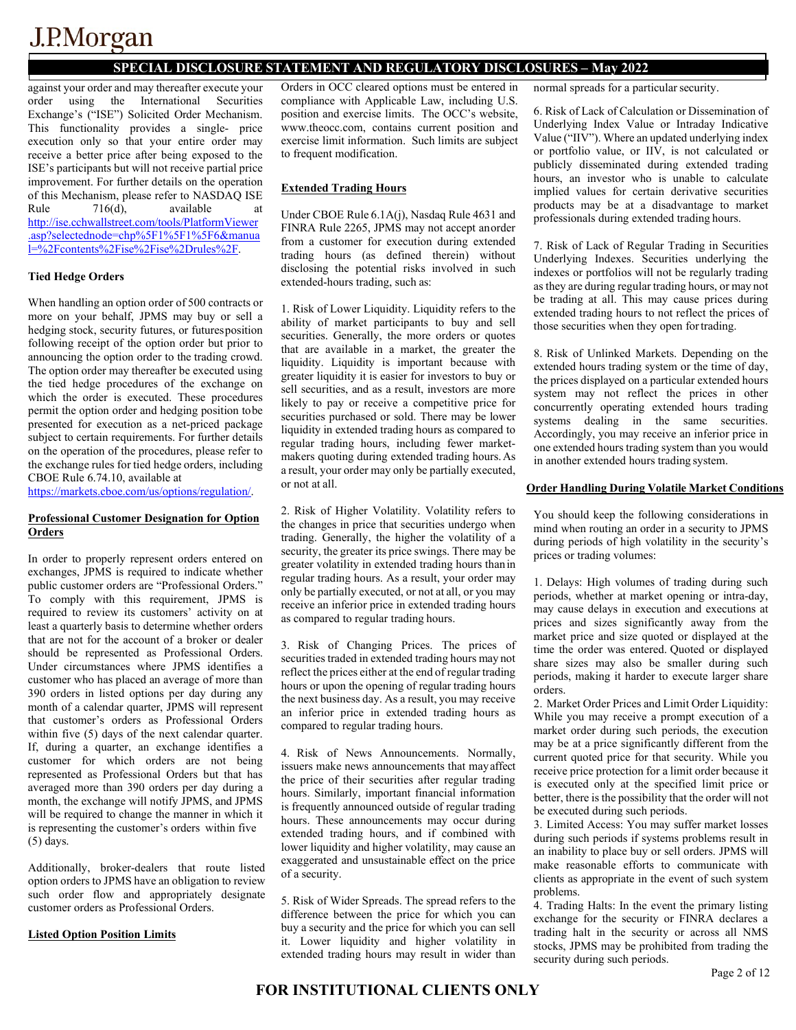against your order and may thereafter execute your order using the International Securities Exchange's ("ISE") Solicited Order Mechanism. This functionality provides a single- price execution only so that your entire order may receive a better price after being exposed to the ISE's participants but will not receive partial price improvement. For further details on the operation of this Mechanism, please refer to NASDAQ ISE Rule 716(d), available at http://ise.cchwallstreet.com/tools/PlatformViewer.asp?selectednode=chp%5F1%5F1%5F6&manual=%2Fcontents%2Fise%2Fise%2Drules%2F.

### Tied Hedge Orders

When handling an option order of 500 contracts or more on your behalf, JPMS may buy or sell a hedging stock, security futures, or futures position following receipt of the option order but prior to announcing the option order to the trading crowd. The option order may thereafter be executed using the tied hedge procedures of the exchange on which the order is executed. These procedures permit the option order and hedging position to be presented for execution as a net-priced package subject to certain requirements. For further details on the operation of the procedures, please refer to the exchange rules for tied hedge orders, including CBOE Rule 6.74.10, available at https://markets.cboe.com/us/options/regulation/.

### Professional Customer Designation for Option Orders

In order to properly represent orders entered on exchanges, JPMS is required to indicate whether public customer orders are "Professional Orders." To comply with this requirement, JPMS is required to review its customers' activity on at least a quarterly basis to determine whether orders that are not for the account of a broker or dealer should be represented as Professional Orders. Under circumstances where JPMS identifies a customer who has placed an average of more than 390 orders in listed options per day during any month of a calendar quarter, JPMS will represent that customer's orders as Professional Orders within five (5) days of the next calendar quarter. If, during a quarter, an exchange identifies a customer for which orders are not being represented as Professional Orders but that has averaged more than 390 orders per day during a month, the exchange will notify JPMS, and JPMS will be required to change the manner in which it is representing the customer's orders within five (5) days.

Additionally, broker-dealers that route listed option orders to JPMS have an obligation to review such order flow and appropriately designate customer orders as Professional Orders.

### Listed Option Position Limits

Orders in OCC cleared options must be entered in compliance with Applicable Law, including U.S. position and exercise limits. The OCC's website, www.theocc.com, contains current position and exercise limit information. Such limits are subject to frequent modification.

### Extended Trading Hours

Under CBOE Rule 6.1A(j), Nasdaq Rule 4631 and FINRA Rule 2265, JPMS may not accept an order from a customer for execution during extended trading hours (as defined therein) without disclosing the potential risks involved in such extended-hours trading, such as:

1. Risk of Lower Liquidity. Liquidity refers to the ability of market participants to buy and sell securities. Generally, the more orders or quotes that are available in a market, the greater the liquidity. Liquidity is important because with greater liquidity it is easier for investors to buy or sell securities, and as a result, investors are more likely to pay or receive a competitive price for securities purchased or sold. There may be lower liquidity in extended trading hours as compared to regular trading hours, including fewer market-makers quoting during extended trading hours. As a result, your order may only be partially executed, or not at all.

2. Risk of Higher Volatility. Volatility refers to the changes in price that securities undergo when trading. Generally, the higher the volatility of a security, the greater its price swings. There may be greater volatility in extended trading hours than in regular trading hours. As a result, your order may only be partially executed, or not at all, or you may receive an inferior price in extended trading hours as compared to regular trading hours.

3. Risk of Changing Prices. The prices of securities traded in extended trading hours may not reflect the prices either at the end of regular trading hours or upon the opening of regular trading hours the next business day. As a result, you may receive an inferior price in extended trading hours as compared to regular trading hours.

4. Risk of News Announcements. Normally, issuers make news announcements that may affect the price of their securities after regular trading hours. Similarly, important financial information is frequently announced outside of regular trading hours. These announcements may occur during extended trading hours, and if combined with lower liquidity and higher volatility, may cause an exaggerated and unsustainable effect on the price of a security.

5. Risk of Wider Spreads. The spread refers to the difference between the price for which you can buy a security and the price for which you can sell it. Lower liquidity and higher volatility in extended trading hours may result in wider than normal spreads for a particular security.

6. Risk of Lack of Calculation or Dissemination of Underlying Index Value or Intraday Indicative Value ("IIV"). Where an updated underlying index or portfolio value, or IIV, is not calculated or publicly disseminated during extended trading hours, an investor who is unable to calculate implied values for certain derivative securities products may be at a disadvantage to market professionals during extended trading hours.

7. Risk of Lack of Regular Trading in Securities Underlying Indexes. Securities underlying the indexes or portfolios will not be regularly trading as they are during regular trading hours, or may not be trading at all. This may cause prices during extended trading hours to not reflect the prices of those securities when they open for trading.

8. Risk of Unlinked Markets. Depending on the extended hours trading system or the time of day, the prices displayed on a particular extended hours system may not reflect the prices in other concurrently operating extended hours trading systems dealing in the same securities. Accordingly, you may receive an inferior price in one extended hours trading system than you would in another extended hours trading system.

### Order Handling During Volatile Market Conditions

You should keep the following considerations in mind when routing an order in a security to JPMS during periods of high volatility in the security's prices or trading volumes:

1. Delays: High volumes of trading during such periods, whether at market opening or intra-day, may cause delays in execution and executions at prices and sizes significantly away from the market price and size quoted or displayed at the time the order was entered. Quoted or displayed share sizes may also be smaller during such periods, making it harder to execute larger share orders.
2. Market Order Prices and Limit Order Liquidity: While you may receive a prompt execution of a market order during such periods, the execution may be at a price significantly different from the current quoted price for that security. While you receive price protection for a limit order because it is executed only at the specified limit price or better, there is the possibility that the order will not be executed during such periods.
3. Limited Access: You may suffer market losses during such periods if systems problems result in an inability to place buy or sell orders. JPMS will make reasonable efforts to communicate with clients as appropriate in the event of such system problems.
4. Trading Halts: In the event the primary listing exchange for the security or FINRA declares a trading halt in the security or across all NMS stocks, JPMS may be prohibited from trading the security during such periods.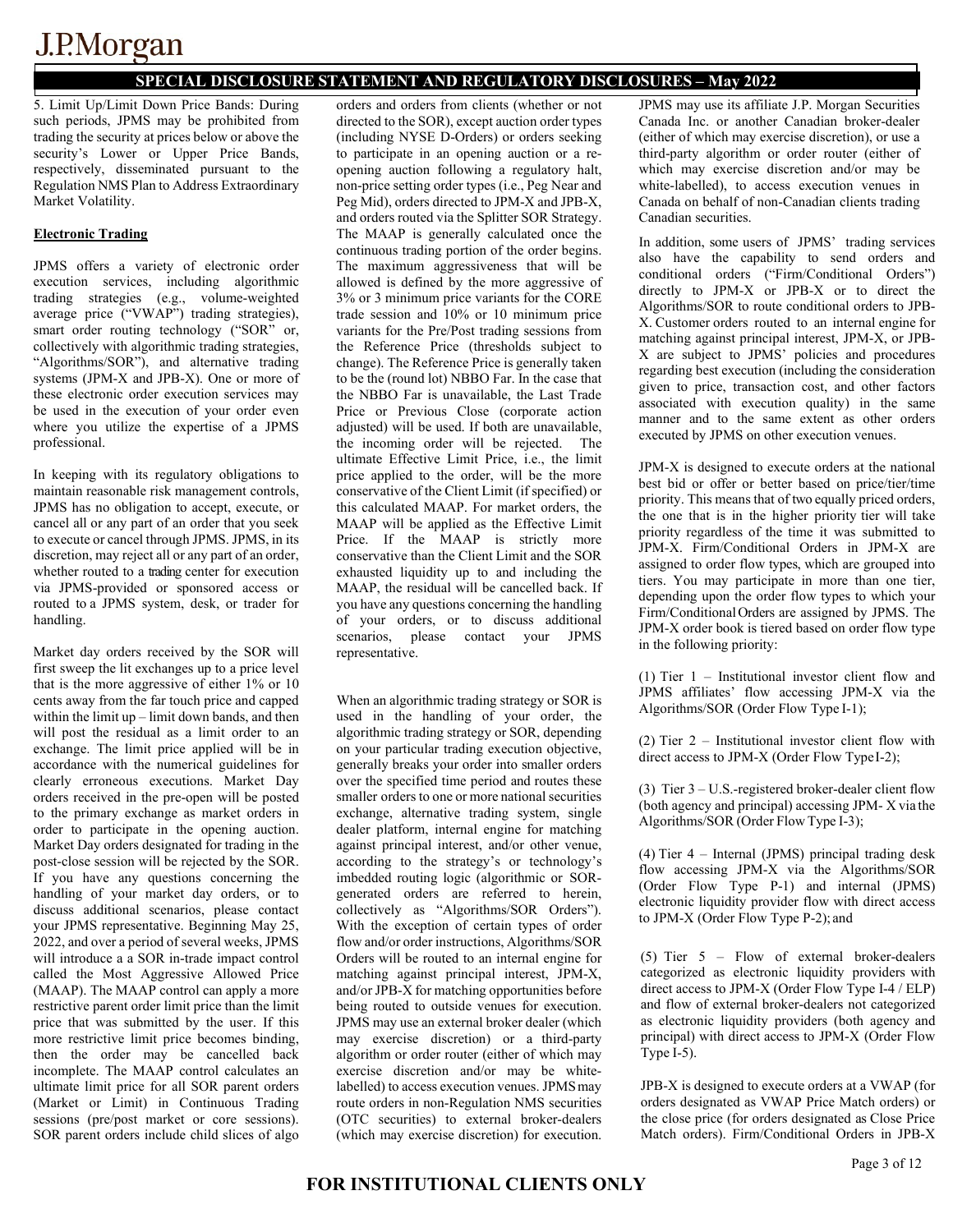5. Limit Up/Limit Down Price Bands: During such periods, JPMS may be prohibited from trading the security at prices below or above the security's Lower or Upper Price Bands, respectively, disseminated pursuant to the Regulation NMS Plan to Address Extraordinary Market Volatility.

**Electronic Trading**

JPMS offers a variety of electronic order execution services, including algorithmic trading strategies (e.g., volume-weighted average price ("VWAP") trading strategies), smart order routing technology ("SOR" or, collectively with algorithmic trading strategies, "Algorithms/SOR"), and alternative trading systems (JPM-X and JPB-X). One or more of these electronic order execution services may be used in the execution of your order even where you utilize the expertise of a JPMS professional.

In keeping with its regulatory obligations to maintain reasonable risk management controls, JPMS has no obligation to accept, execute, or cancel all or any part of an order that you seek to execute or cancel through JPMS. JPMS, in its discretion, may reject all or any part of an order, whether routed to a trading center for execution via JPMS-provided or sponsored access or routed to a JPMS system, desk, or trader for handling.

Market day orders received by the SOR will first sweep the lit exchanges up to a price level that is the more aggressive of either 1% or 10 cents away from the far touch price and capped within the limit up – limit down bands, and then will post the residual as a limit order to an exchange. The limit price applied will be in accordance with the numerical guidelines for clearly erroneous executions. Market Day orders received in the pre-open will be posted to the primary exchange as market orders in order to participate in the opening auction. Market Day orders designated for trading in the post-close session will be rejected by the SOR. If you have any questions concerning the handling of your market day orders, or to discuss additional scenarios, please contact your JPMS representative. Beginning May 25, 2022, and over a period of several weeks, JPMS will introduce a a SOR in-trade impact control called the Most Aggressive Allowed Price (MAAP). The MAAP control can apply a more restrictive parent order limit price than the limit price that was submitted by the user. If this more restrictive limit price becomes binding, then the order may be cancelled back incomplete. The MAAP control calculates an ultimate limit price for all SOR parent orders (Market or Limit) in Continuous Trading sessions (pre/post market or core sessions). SOR parent orders include child slices of algo orders and orders from clients (whether or not directed to the SOR), except auction order types (including NYSE D-Orders) or orders seeking to participate in an opening auction or a re-opening auction following a regulatory halt, non-price setting order types (i.e., Peg Near and Peg Mid), orders directed to JPM-X and JPB-X, and orders routed via the Splitter SOR Strategy. The MAAP is generally calculated once the continuous trading portion of the order begins. The maximum aggressiveness that will be allowed is defined by the more aggressive of 3% or 3 minimum price variants for the CORE trade session and 10% or 10 minimum price variants for the Pre/Post trading sessions from the Reference Price (thresholds subject to change). The Reference Price is generally taken to be the (round lot) NBBO Far. In the case that the NBBO Far is unavailable, the Last Trade Price or Previous Close (corporate action adjusted) will be used. If both are unavailable, the incoming order will be rejected. The ultimate Effective Limit Price, i.e., the limit price applied to the order, will be the more conservative of the Client Limit (if specified) or this calculated MAAP. For market orders, the MAAP will be applied as the Effective Limit Price. If the MAAP is strictly more conservative than the Client Limit and the SOR exhausted liquidity up to and including the MAAP, the residual will be cancelled back. If you have any questions concerning the handling of your orders, or to discuss additional scenarios, please contact your JPMS representative.

When an algorithmic trading strategy or SOR is used in the handling of your order, the algorithmic trading strategy or SOR, depending on your particular trading execution objective, generally breaks your order into smaller orders over the specified time period and routes these smaller orders to one or more national securities exchange, alternative trading system, single dealer platform, internal engine for matching against principal interest, and/or other venue, according to the strategy's or technology's imbedded routing logic (algorithmic or SOR-generated orders are referred to herein, collectively as "Algorithms/SOR Orders"). With the exception of certain types of order flow and/or order instructions, Algorithms/SOR Orders will be routed to an internal engine for matching against principal interest, JPM-X, and/or JPB-X for matching opportunities before being routed to outside venues for execution. JPMS may use an external broker dealer (which may exercise discretion) or a third-party algorithm or order router (either of which may exercise discretion and/or may be white-labelled) to access execution venues. JPMS may route orders in non-Regulation NMS securities (OTC securities) to external broker-dealers (which may exercise discretion) for execution. JPMS may use its affiliate J.P. Morgan Securities Canada Inc. or another Canadian broker-dealer (either of which may exercise discretion), or use a third-party algorithm or order router (either of which may exercise discretion and/or may be white-labelled), to access execution venues in Canada on behalf of non-Canadian clients trading Canadian securities.

In addition, some users of JPMS' trading services also have the capability to send orders and conditional orders ("Firm/Conditional Orders") directly to JPM-X or JPB-X or to direct the Algorithms/SOR to route conditional orders to JPB-X. Customer orders routed to an internal engine for matching against principal interest, JPM-X, or JPB-X are subject to JPMS' policies and procedures regarding best execution (including the consideration given to price, transaction cost, and other factors associated with execution quality) in the same manner and to the same extent as other orders executed by JPMS on other execution venues.

JPM-X is designed to execute orders at the national best bid or offer or better based on price/tier/time priority. This means that of two equally priced orders, the one that is in the higher priority tier will take priority regardless of the time it was submitted to JPM-X. Firm/Conditional Orders in JPM-X are assigned to order flow types, which are grouped into tiers. You may participate in more than one tier, depending upon the order flow types to which your Firm/Conditional Orders are assigned by JPMS. The JPM-X order book is tiered based on order flow type in the following priority:

(1) Tier 1 – Institutional investor client flow and JPMS affiliates' flow accessing JPM-X via the Algorithms/SOR (Order Flow Type I-1);

(2) Tier 2 – Institutional investor client flow with direct access to JPM-X (Order Flow Type I-2);

(3) Tier 3 – U.S.-registered broker-dealer client flow (both agency and principal) accessing JPM- X via the Algorithms/SOR (Order Flow Type I-3);

(4) Tier 4 – Internal (JPMS) principal trading desk flow accessing JPM-X via the Algorithms/SOR (Order Flow Type P-1) and internal (JPMS) electronic liquidity provider flow with direct access to JPM-X (Order Flow Type P-2); and

(5) Tier 5 – Flow of external broker-dealers categorized as electronic liquidity providers with direct access to JPM-X (Order Flow Type I-4 / ELP) and flow of external broker-dealers not categorized as electronic liquidity providers (both agency and principal) with direct access to JPM-X (Order Flow Type I-5).

JPB-X is designed to execute orders at a VWAP (for orders designated as VWAP Price Match orders) or the close price (for orders designated as Close Price Match orders). Firm/Conditional Orders in JPB-X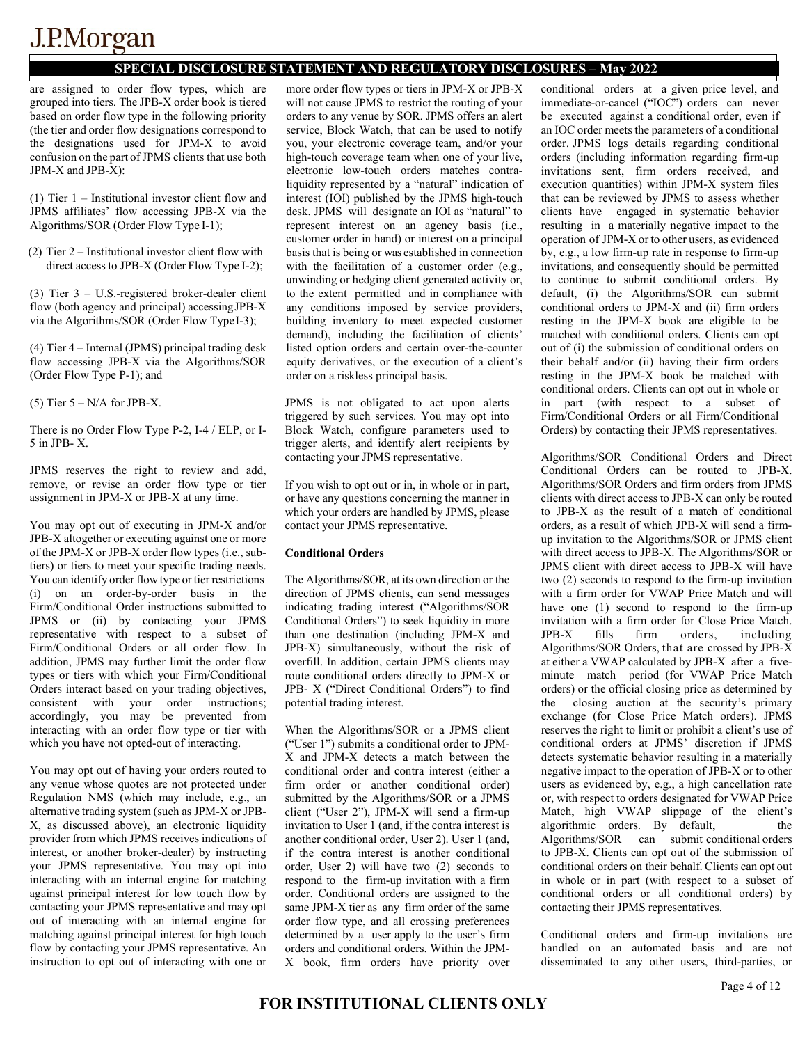are assigned to order flow types, which are grouped into tiers. The JPB-X order book is tiered based on order flow type in the following priority (the tier and order flow designations correspond to the designations used for JPM-X to avoid confusion on the part of JPMS clients that use both JPM-X and JPB-X):

(1) Tier 1 – Institutional investor client flow and JPMS affiliates' flow accessing JPB-X via the Algorithms/SOR (Order Flow Type I-1);

(2) Tier 2 – Institutional investor client flow with direct access to JPB-X (Order Flow Type I-2);

(3) Tier 3 – U.S.-registered broker-dealer client flow (both agency and principal) accessing JPB-X via the Algorithms/SOR (Order Flow Type I-3);

(4) Tier 4 – Internal (JPMS) principal trading desk flow accessing JPB-X via the Algorithms/SOR (Order Flow Type P-1); and

(5) Tier 5 – N/A for JPB-X.

There is no Order Flow Type P-2, I-4 / ELP, or I-5 in JPB- X.

JPMS reserves the right to review and add, remove, or revise an order flow type or tier assignment in JPM-X or JPB-X at any time.

You may opt out of executing in JPM-X and/or JPB-X altogether or executing against one or more of the JPM-X or JPB-X order flow types (i.e., sub-tiers) or tiers to meet your specific trading needs. You can identify order flow type or tier restrictions (i) on an order-by-order basis in the Firm/Conditional Order instructions submitted to JPMS or (ii) by contacting your JPMS representative with respect to a subset of Firm/Conditional Orders or all order flow. In addition, JPMS may further limit the order flow types or tiers with which your Firm/Conditional Orders interact based on your trading objectives, consistent with your order instructions; accordingly, you may be prevented from interacting with an order flow type or tier with which you have not opted-out of interacting.

You may opt out of having your orders routed to any venue whose quotes are not protected under Regulation NMS (which may include, e.g., an alternative trading system (such as JPM-X or JPB-X, as discussed above), an electronic liquidity provider from which JPMS receives indications of interest, or another broker-dealer) by instructing your JPMS representative. You may opt into interacting with an internal engine for matching against principal interest for low touch flow by contacting your JPMS representative and may opt out of interacting with an internal engine for matching against principal interest for high touch flow by contacting your JPMS representative. An instruction to opt out of interacting with one or more order flow types or tiers in JPM-X or JPB-X will not cause JPMS to restrict the routing of your orders to any venue by SOR. JPMS offers an alert service, Block Watch, that can be used to notify you, your electronic coverage team, and/or your high-touch coverage team when one of your live, electronic low-touch orders matches contra-liquidity represented by a "natural" indication of interest (IOI) published by the JPMS high-touch desk. JPMS will designate an IOI as "natural" to represent interest on an agency basis (i.e., customer order in hand) or interest on a principal basis that is being or was established in connection with the facilitation of a customer order (e.g., unwinding or hedging client generated activity or, to the extent permitted and in compliance with any conditions imposed by service providers, building inventory to meet expected customer demand), including the facilitation of clients' listed option orders and certain over-the-counter equity derivatives, or the execution of a client's order on a riskless principal basis.

JPMS is not obligated to act upon alerts triggered by such services. You may opt into Block Watch, configure parameters used to trigger alerts, and identify alert recipients by contacting your JPMS representative.

If you wish to opt out or in, in whole or in part, or have any questions concerning the manner in which your orders are handled by JPMS, please contact your JPMS representative.

**Conditional Orders**

The Algorithms/SOR, at its own direction or the direction of JPMS clients, can send messages indicating trading interest ("Algorithms/SOR Conditional Orders") to seek liquidity in more than one destination (including JPM-X and JPB-X) simultaneously, without the risk of overfill. In addition, certain JPMS clients may route conditional orders directly to JPM-X or JPB- X ("Direct Conditional Orders") to find potential trading interest.

When the Algorithms/SOR or a JPMS client ("User 1") submits a conditional order to JPM-X and JPM-X detects a match between the conditional order and contra interest (either a firm order or another conditional order) submitted by the Algorithms/SOR or a JPMS client ("User 2"), JPM-X will send a firm-up invitation to User 1 (and, if the contra interest is another conditional order, User 2). User 1 (and, if the contra interest is another conditional order, User 2) will have two (2) seconds to respond to the firm-up invitation with a firm order. Conditional orders are assigned to the same JPM-X tier as any firm order of the same order flow type, and all crossing preferences determined by a user apply to the user's firm orders and conditional orders. Within the JPM-X book, firm orders have priority over conditional orders at a given price level, and immediate-or-cancel ("IOC") orders can never be executed against a conditional order, even if an IOC order meets the parameters of a conditional order. JPMS logs details regarding conditional orders (including information regarding firm-up invitations sent, firm orders received, and execution quantities) within JPM-X system files that can be reviewed by JPMS to assess whether clients have engaged in systematic behavior resulting in a materially negative impact to the operation of JPM-X or to other users, as evidenced by, e.g., a low firm-up rate in response to firm-up invitations, and consequently should be permitted to continue to submit conditional orders. By default, (i) the Algorithms/SOR can submit conditional orders to JPM-X and (ii) firm orders resting in the JPM-X book are eligible to be matched with conditional orders. Clients can opt out of (i) the submission of conditional orders on their behalf and/or (ii) having their firm orders resting in the JPM-X book be matched with conditional orders. Clients can opt out in whole or in part (with respect to a subset of Firm/Conditional Orders or all Firm/Conditional Orders) by contacting their JPMS representatives.

Algorithms/SOR Conditional Orders and Direct Conditional Orders can be routed to JPB-X. Algorithms/SOR Orders and firm orders from JPMS clients with direct access to JPB-X can only be routed to JPB-X as the result of a match of conditional orders, as a result of which JPB-X will send a firm-up invitation to the Algorithms/SOR or JPMS client with direct access to JPB-X. The Algorithms/SOR or JPMS client with direct access to JPB-X will have two (2) seconds to respond to the firm-up invitation with a firm order for VWAP Price Match and will have one (1) second to respond to the firm-up invitation with a firm order for Close Price Match. JPB-X fills firm orders, including Algorithms/SOR Orders, that are crossed by JPB-X at either a VWAP calculated by JPB-X after a five-minute match period (for VWAP Price Match orders) or the official closing price as determined by the closing auction at the security's primary exchange (for Close Price Match orders). JPMS reserves the right to limit or prohibit a client's use of conditional orders at JPMS' discretion if JPMS detects systematic behavior resulting in a materially negative impact to the operation of JPB-X or to other users as evidenced by, e.g., a high cancellation rate or, with respect to orders designated for VWAP Price Match, high VWAP slippage of the client's algorithmic orders. By default, the Algorithms/SOR can submit conditional orders to JPB-X. Clients can opt out of the submission of conditional orders on their behalf. Clients can opt out in whole or in part (with respect to a subset of conditional orders or all conditional orders) by contacting their JPMS representatives.

Conditional orders and firm-up invitations are handled on an automated basis and are not disseminated to any other users, third-parties, or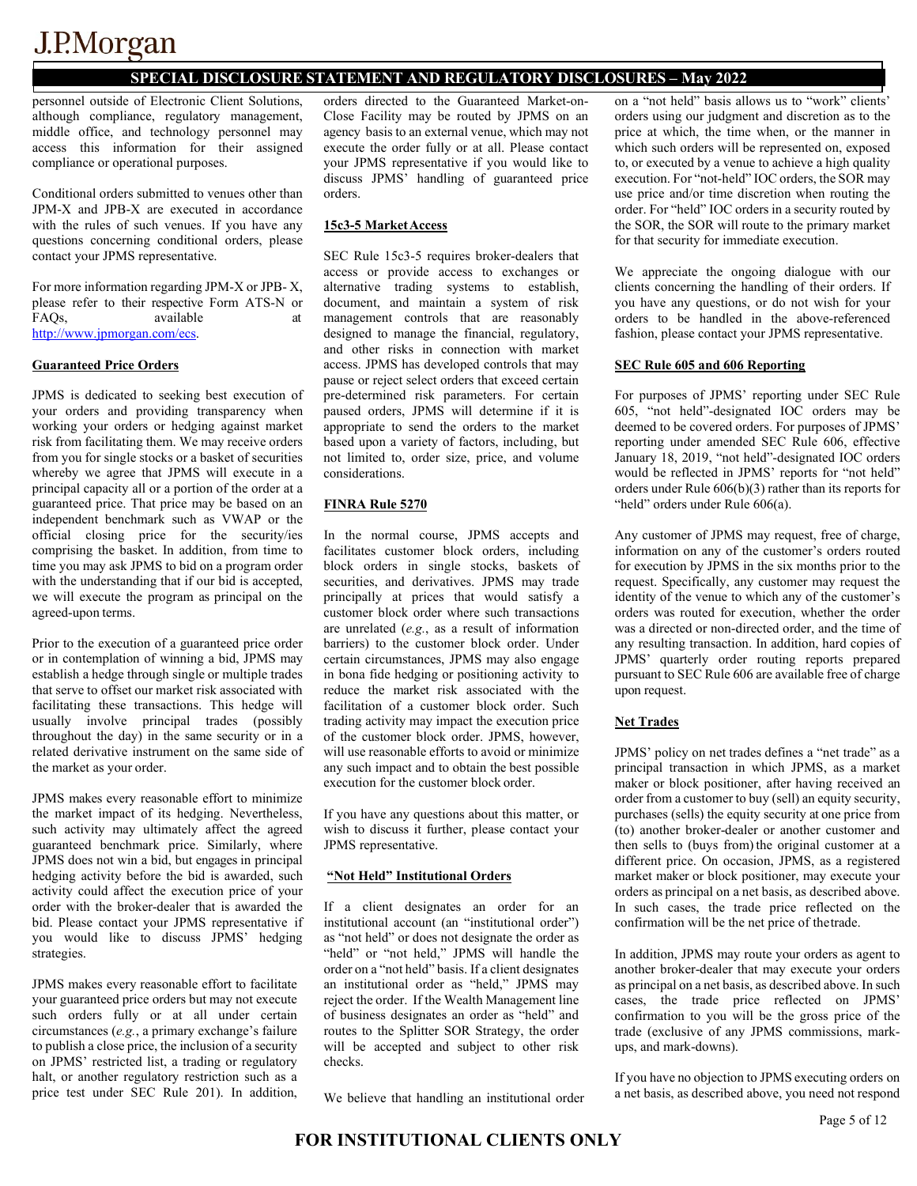personnel outside of Electronic Client Solutions, although compliance, regulatory management, middle office, and technology personnel may access this information for their assigned compliance or operational purposes.

Conditional orders submitted to venues other than JPM-X and JPB-X are executed in accordance with the rules of such venues. If you have any questions concerning conditional orders, please contact your JPMS representative.

For more information regarding JPM-X or JPB- X, please refer to their respective Form ATS-N or FAQs, available at http://www.jpmorgan.com/ecs.

**Guaranteed Price Orders**

JPMS is dedicated to seeking best execution of your orders and providing transparency when working your orders or hedging against market risk from facilitating them. We may receive orders from you for single stocks or a basket of securities whereby we agree that JPMS will execute in a principal capacity all or a portion of the order at a guaranteed price. That price may be based on an independent benchmark such as VWAP or the official closing price for the security/ies comprising the basket. In addition, from time to time you may ask JPMS to bid on a program order with the understanding that if our bid is accepted, we will execute the program as principal on the agreed-upon terms.

Prior to the execution of a guaranteed price order or in contemplation of winning a bid, JPMS may establish a hedge through single or multiple trades that serve to offset our market risk associated with facilitating these transactions. This hedge will usually involve principal trades (possibly throughout the day) in the same security or in a related derivative instrument on the same side of the market as your order.

JPMS makes every reasonable effort to minimize the market impact of its hedging. Nevertheless, such activity may ultimately affect the agreed guaranteed benchmark price. Similarly, where JPMS does not win a bid, but engages in principal hedging activity before the bid is awarded, such activity could affect the execution price of your order with the broker-dealer that is awarded the bid. Please contact your JPMS representative if you would like to discuss JPMS' hedging strategies.

JPMS makes every reasonable effort to facilitate your guaranteed price orders but may not execute such orders fully or at all under certain circumstances (*e.g.*, a primary exchange's failure to publish a close price, the inclusion of a security on JPMS' restricted list, a trading or regulatory halt, or another regulatory restriction such as a price test under SEC Rule 201). In addition, orders directed to the Guaranteed Market-on-Close Facility may be routed by JPMS on an agency basis to an external venue, which may not execute the order fully or at all. Please contact your JPMS representative if you would like to discuss JPMS' handling of guaranteed price orders.

**15c3-5 Market Access**

SEC Rule 15c3-5 requires broker-dealers that access or provide access to exchanges or alternative trading systems to establish, document, and maintain a system of risk management controls that are reasonably designed to manage the financial, regulatory, and other risks in connection with market access. JPMS has developed controls that may pause or reject select orders that exceed certain pre-determined risk parameters. For certain paused orders, JPMS will determine if it is appropriate to send the orders to the market based upon a variety of factors, including, but not limited to, order size, price, and volume considerations.

**FINRA Rule 5270**

In the normal course, JPMS accepts and facilitates customer block orders, including block orders in single stocks, baskets of securities, and derivatives. JPMS may trade principally at prices that would satisfy a customer block order where such transactions are unrelated (*e.g.*, as a result of information barriers) to the customer block order. Under certain circumstances, JPMS may also engage in bona fide hedging or positioning activity to reduce the market risk associated with the facilitation of a customer block order. Such trading activity may impact the execution price of the customer block order. JPMS, however, will use reasonable efforts to avoid or minimize any such impact and to obtain the best possible execution for the customer block order.

If you have any questions about this matter, or wish to discuss it further, please contact your JPMS representative.

**"Not Held" Institutional Orders**

If a client designates an order for an institutional account (an "institutional order") as "not held" or does not designate the order as "held" or "not held," JPMS will handle the order on a "not held" basis. If a client designates an institutional order as "held," JPMS may reject the order. If the Wealth Management line of business designates an order as "held" and routes to the Splitter SOR Strategy, the order will be accepted and subject to other risk checks.

We believe that handling an institutional order on a "not held" basis allows us to "work" clients' orders using our judgment and discretion as to the price at which, the time when, or the manner in which such orders will be represented on, exposed to, or executed by a venue to achieve a high quality execution. For "not-held" IOC orders, the SOR may use price and/or time discretion when routing the order. For "held" IOC orders in a security routed by the SOR, the SOR will route to the primary market for that security for immediate execution.

We appreciate the ongoing dialogue with our clients concerning the handling of their orders. If you have any questions, or do not wish for your orders to be handled in the above-referenced fashion, please contact your JPMS representative.

**SEC Rule 605 and 606 Reporting**

For purposes of JPMS' reporting under SEC Rule 605, "not held"-designated IOC orders may be deemed to be covered orders. For purposes of JPMS' reporting under amended SEC Rule 606, effective January 18, 2019, "not held"-designated IOC orders would be reflected in JPMS' reports for "not held" orders under Rule 606(b)(3) rather than its reports for "held" orders under Rule 606(a).

Any customer of JPMS may request, free of charge, information on any of the customer's orders routed for execution by JPMS in the six months prior to the request. Specifically, any customer may request the identity of the venue to which any of the customer's orders was routed for execution, whether the order was a directed or non-directed order, and the time of any resulting transaction. In addition, hard copies of JPMS' quarterly order routing reports prepared pursuant to SEC Rule 606 are available free of charge upon request.

**Net Trades**

JPMS' policy on net trades defines a "net trade" as a principal transaction in which JPMS, as a market maker or block positioner, after having received an order from a customer to buy (sell) an equity security, purchases (sells) the equity security at one price from (to) another broker-dealer or another customer and then sells to (buys from) the original customer at a different price. On occasion, JPMS, as a registered market maker or block positioner, may execute your orders as principal on a net basis, as described above. In such cases, the trade price reflected on the confirmation will be the net price of the trade.

In addition, JPMS may route your orders as agent to another broker-dealer that may execute your orders as principal on a net basis, as described above. In such cases, the trade price reflected on JPMS' confirmation to you will be the gross price of the trade (exclusive of any JPMS commissions, mark-ups, and mark-downs).

If you have no objection to JPMS executing orders on a net basis, as described above, you need not respond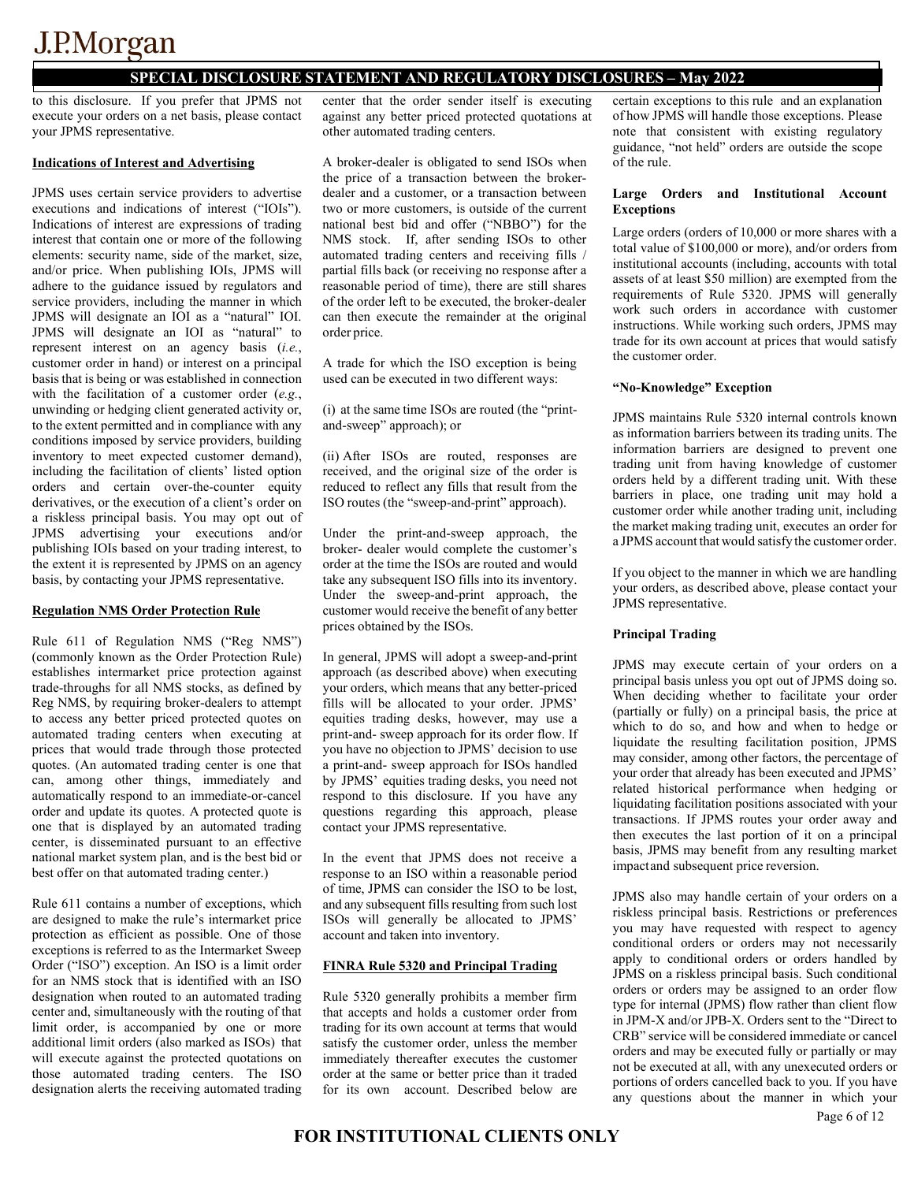to this disclosure. If you prefer that JPMS not execute your orders on a net basis, please contact your JPMS representative.

**Indications of Interest and Advertising**

JPMS uses certain service providers to advertise executions and indications of interest ("IOIs"). Indications of interest are expressions of trading interest that contain one or more of the following elements: security name, side of the market, size, and/or price. When publishing IOIs, JPMS will adhere to the guidance issued by regulators and service providers, including the manner in which JPMS will designate an IOI as a "natural" IOI. JPMS will designate an IOI as "natural" to represent interest on an agency basis (*i.e.*, customer order in hand) or interest on a principal basis that is being or was established in connection with the facilitation of a customer order (*e.g.*, unwinding or hedging client generated activity or, to the extent permitted and in compliance with any conditions imposed by service providers, building inventory to meet expected customer demand), including the facilitation of clients' listed option orders and certain over-the-counter equity derivatives, or the execution of a client's order on a riskless principal basis. You may opt out of JPMS advertising your executions and/or publishing IOIs based on your trading interest, to the extent it is represented by JPMS on an agency basis, by contacting your JPMS representative.

**Regulation NMS Order Protection Rule**

Rule 611 of Regulation NMS ("Reg NMS") (commonly known as the Order Protection Rule) establishes intermarket price protection against trade-throughs for all NMS stocks, as defined by Reg NMS, by requiring broker-dealers to attempt to access any better priced protected quotes on automated trading centers when executing at prices that would trade through those protected quotes. (An automated trading center is one that can, among other things, immediately and automatically respond to an immediate-or-cancel order and update its quotes. A protected quote is one that is displayed by an automated trading center, is disseminated pursuant to an effective national market system plan, and is the best bid or best offer on that automated trading center.)

Rule 611 contains a number of exceptions, which are designed to make the rule's intermarket price protection as efficient as possible. One of those exceptions is referred to as the Intermarket Sweep Order ("ISO") exception. An ISO is a limit order for an NMS stock that is identified with an ISO designation when routed to an automated trading center and, simultaneously with the routing of that limit order, is accompanied by one or more additional limit orders (also marked as ISOs) that will execute against the protected quotations on those automated trading centers. The ISO designation alerts the receiving automated trading center that the order sender itself is executing against any better priced protected quotations at other automated trading centers.

A broker-dealer is obligated to send ISOs when the price of a transaction between the broker-dealer and a customer, or a transaction between two or more customers, is outside of the current national best bid and offer ("NBBO") for the NMS stock. If, after sending ISOs to other automated trading centers and receiving fills / partial fills back (or receiving no response after a reasonable period of time), there are still shares of the order left to be executed, the broker-dealer can then execute the remainder at the original order price.

A trade for which the ISO exception is being used can be executed in two different ways:

(i) at the same time ISOs are routed (the "print-and-sweep" approach); or

(ii) After ISOs are routed, responses are received, and the original size of the order is reduced to reflect any fills that result from the ISO routes (the "sweep-and-print" approach).

Under the print-and-sweep approach, the broker- dealer would complete the customer's order at the time the ISOs are routed and would take any subsequent ISO fills into its inventory. Under the sweep-and-print approach, the customer would receive the benefit of any better prices obtained by the ISOs.

In general, JPMS will adopt a sweep-and-print approach (as described above) when executing your orders, which means that any better-priced fills will be allocated to your order. JPMS' equities trading desks, however, may use a print-and- sweep approach for its order flow. If you have no objection to JPMS' decision to use a print-and- sweep approach for ISOs handled by JPMS' equities trading desks, you need not respond to this disclosure. If you have any questions regarding this approach, please contact your JPMS representative.

In the event that JPMS does not receive a response to an ISO within a reasonable period of time, JPMS can consider the ISO to be lost, and any subsequent fills resulting from such lost ISOs will generally be allocated to JPMS' account and taken into inventory.

**FINRA Rule 5320 and Principal Trading**

Rule 5320 generally prohibits a member firm that accepts and holds a customer order from trading for its own account at terms that would satisfy the customer order, unless the member immediately thereafter executes the customer order at the same or better price than it traded for its own account. Described below are certain exceptions to this rule and an explanation of how JPMS will handle those exceptions. Please note that consistent with existing regulatory guidance, "not held" orders are outside the scope of the rule.

**Large Orders and Institutional Account Exceptions**

Large orders (orders of 10,000 or more shares with a total value of $100,000 or more), and/or orders from institutional accounts (including, accounts with total assets of at least $50 million) are exempted from the requirements of Rule 5320. JPMS will generally work such orders in accordance with customer instructions. While working such orders, JPMS may trade for its own account at prices that would satisfy the customer order.

**"No-Knowledge" Exception**

JPMS maintains Rule 5320 internal controls known as information barriers between its trading units. The information barriers are designed to prevent one trading unit from having knowledge of customer orders held by a different trading unit. With these barriers in place, one trading unit may hold a customer order while another trading unit, including the market making trading unit, executes an order for a JPMS account that would satisfy the customer order.

If you object to the manner in which we are handling your orders, as described above, please contact your JPMS representative.

**Principal Trading**

JPMS may execute certain of your orders on a principal basis unless you opt out of JPMS doing so. When deciding whether to facilitate your order (partially or fully) on a principal basis, the price at which to do so, and how and when to hedge or liquidate the resulting facilitation position, JPMS may consider, among other factors, the percentage of your order that already has been executed and JPMS' related historical performance when hedging or liquidating facilitation positions associated with your transactions. If JPMS routes your order away and then executes the last portion of it on a principal basis, JPMS may benefit from any resulting market impact and subsequent price reversion.

JPMS also may handle certain of your orders on a riskless principal basis. Restrictions or preferences you may have requested with respect to agency conditional orders or orders may not necessarily apply to conditional orders or orders handled by JPMS on a riskless principal basis. Such conditional orders or orders may be assigned to an order flow type for internal (JPMS) flow rather than client flow in JPM-X and/or JPB-X. Orders sent to the "Direct to CRB" service will be considered immediate or cancel orders and may be executed fully or partially or may not be executed at all, with any unexecuted orders or portions of orders cancelled back to you. If you have any questions about the manner in which your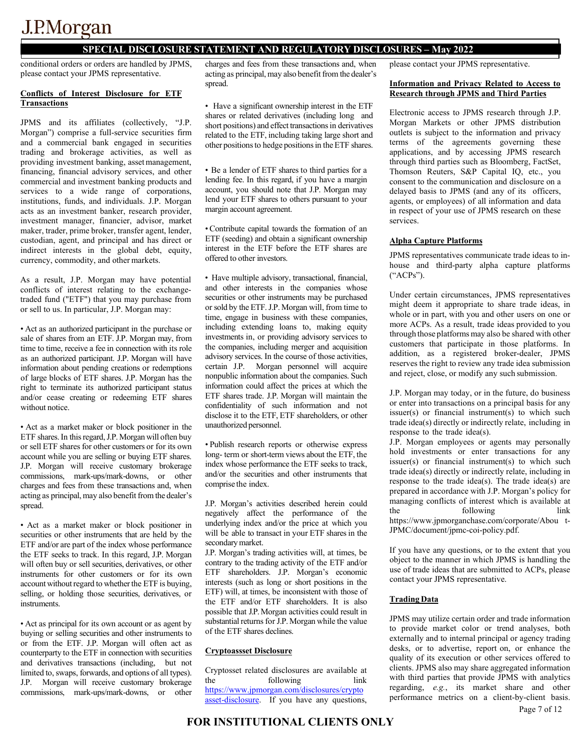conditional orders or orders are handled by JPMS, please contact your JPMS representative.

**Conflicts of Interest Disclosure for ETF Transactions**

JPMS and its affiliates (collectively, "J.P. Morgan") comprise a full-service securities firm and a commercial bank engaged in securities trading and brokerage activities, as well as providing investment banking, asset management, financing, financial advisory services, and other commercial and investment banking products and services to a wide range of corporations, institutions, funds, and individuals. J.P. Morgan acts as an investment banker, research provider, investment manager, financier, advisor, market maker, trader, prime broker, transfer agent, lender, custodian, agent, and principal and has direct or indirect interests in the global debt, equity, currency, commodity, and other markets.

As a result, J.P. Morgan may have potential conflicts of interest relating to the exchange-traded fund ("ETF") that you may purchase from or sell to us. In particular, J.P. Morgan may:

• Act as an authorized participant in the purchase or sale of shares from an ETF. J.P. Morgan may, from time to time, receive a fee in connection with its role as an authorized participant. J.P. Morgan will have information about pending creations or redemptions of large blocks of ETF shares. J.P. Morgan has the right to terminate its authorized participant status and/or cease creating or redeeming ETF shares without notice.

• Act as a market maker or block positioner in the ETF shares. In this regard, J.P. Morgan will often buy or sell ETF shares for other customers or for its own account while you are selling or buying ETF shares. J.P. Morgan will receive customary brokerage commissions, mark-ups/mark-downs, or other charges and fees from these transactions and, when acting as principal, may also benefit from the dealer's spread.

• Act as a market maker or block positioner in securities or other instruments that are held by the ETF and/or are part of the index whose performance the ETF seeks to track. In this regard, J.P. Morgan will often buy or sell securities, derivatives, or other instruments for other customers or for its own account without regard to whether the ETF is buying, selling, or holding those securities, derivatives, or instruments.

• Act as principal for its own account or as agent by buying or selling securities and other instruments to or from the ETF. J.P. Morgan will often act as counterparty to the ETF in connection with securities and derivatives transactions (including, but not limited to, swaps, forwards, and options of all types). J.P. Morgan will receive customary brokerage commissions, mark-ups/mark-downs, or other charges and fees from these transactions and, when acting as principal, may also benefit from the dealer's spread.

• Have a significant ownership interest in the ETF shares or related derivatives (including long and short positions) and effect transactions in derivatives related to the ETF, including taking large short and other positions to hedge positions in the ETF shares.

• Be a lender of ETF shares to third parties for a lending fee. In this regard, if you have a margin account, you should note that J.P. Morgan may lend your ETF shares to others pursuant to your margin account agreement.

• Contribute capital towards the formation of an ETF (seeding) and obtain a significant ownership interest in the ETF before the ETF shares are offered to other investors.

• Have multiple advisory, transactional, financial, and other interests in the companies whose securities or other instruments may be purchased or sold by the ETF. J.P. Morgan will, from time to time, engage in business with these companies, including extending loans to, making equity investments in, or providing advisory services to the companies, including merger and acquisition advisory services. In the course of those activities, certain J.P. Morgan personnel will acquire nonpublic information about the companies. Such information could affect the prices at which the ETF shares trade. J.P. Morgan will maintain the confidentiality of such information and not disclose it to the ETF, ETF shareholders, or other unauthorized personnel.

• Publish research reports or otherwise express long- term or short-term views about the ETF, the index whose performance the ETF seeks to track, and/or the securities and other instruments that comprise the index.

J.P. Morgan's activities described herein could negatively affect the performance of the underlying index and/or the price at which you will be able to transact in your ETF shares in the secondary market.

J.P. Morgan's trading activities will, at times, be contrary to the trading activity of the ETF and/or ETF shareholders. J.P. Morgan's economic interests (such as long or short positions in the ETF) will, at times, be inconsistent with those of the ETF and/or ETF shareholders. It is also possible that J.P. Morgan activities could result in substantial returns for J.P. Morgan while the value of the ETF shares declines.

**Cryptoassset Disclosure**

Cryptosset related disclosures are available at the following link https://www.jpmorgan.com/disclosures/cryptoasset-disclosure. If you have any questions, please contact your JPMS representative.

**Information and Privacy Related to Access to Research through JPMS and Third Parties**

Electronic access to JPMS research through J.P. Morgan Markets or other JPMS distribution outlets is subject to the information and privacy terms of the agreements governing these applications, and by accessing JPMS research through third parties such as Bloomberg, FactSet, Thomson Reuters, S&P Capital IQ, etc., you consent to the communication and disclosure on a delayed basis to JPMS (and any of its officers, agents, or employees) of all information and data in respect of your use of JPMS research on these services.

**Alpha Capture Platforms**

JPMS representatives communicate trade ideas to in-house and third-party alpha capture platforms ("ACPs").

Under certain circumstances, JPMS representatives might deem it appropriate to share trade ideas, in whole or in part, with you and other users on one or more ACPs. As a result, trade ideas provided to you through those platforms may also be shared with other customers that participate in those platforms. In addition, as a registered broker-dealer, JPMS reserves the right to review any trade idea submission and reject, close, or modify any such submission.

J.P. Morgan may today, or in the future, do business or enter into transactions on a principal basis for any issuer(s) or financial instrument(s) to which such trade idea(s) directly or indirectly relate, including in response to the trade idea(s).

J.P. Morgan employees or agents may personally hold investments or enter transactions for any issuer(s) or financial instrument(s) to which such trade idea(s) directly or indirectly relate, including in response to the trade idea(s). The trade idea(s) are prepared in accordance with J.P. Morgan's policy for managing conflicts of interest which is available at the following link https://www.jpmorganchase.com/corporate/About-JPMC/document/jpmc-coi-policy.pdf.

If you have any questions, or to the extent that you object to the manner in which JPMS is handling the use of trade ideas that are submitted to ACPs, please contact your JPMS representative.

**Trading Data**

JPMS may utilize certain order and trade information to provide market color or trend analyses, both externally and to internal principal or agency trading desks, or to advertise, report on, or enhance the quality of its execution or other services offered to clients. JPMS also may share aggregated information with third parties that provide JPMS with analytics regarding, *e.g.*, its market share and other performance metrics on a client-by-client basis.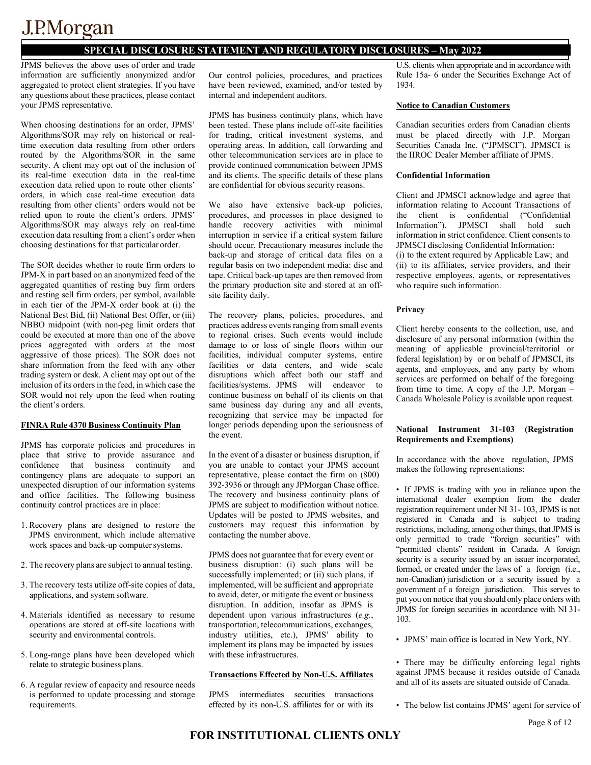JPMS believes the above uses of order and trade information are sufficiently anonymized and/or aggregated to protect client strategies. If you have any questions about these practices, please contact your JPMS representative.

When choosing destinations for an order, JPMS' Algorithms/SOR may rely on historical or real-time execution data resulting from other orders routed by the Algorithms/SOR in the same security. A client may opt out of the inclusion of its real-time execution data in the real-time execution data relied upon to route other clients' orders, in which case real-time execution data resulting from other clients' orders would not be relied upon to route the client's orders. JPMS' Algorithms/SOR may always rely on real-time execution data resulting from a client's order when choosing destinations for that particular order.

The SOR decides whether to route firm orders to JPM-X in part based on an anonymized feed of the aggregated quantities of resting buy firm orders and resting sell firm orders, per symbol, available in each tier of the JPM-X order book at (i) the National Best Bid, (ii) National Best Offer, or (iii) NBBO midpoint (with non-peg limit orders that could be executed at more than one of the above prices aggregated with orders at the most aggressive of those prices). The SOR does not share information from the feed with any other trading system or desk. A client may opt out of the inclusion of its orders in the feed, in which case the SOR would not rely upon the feed when routing the client's orders.

**FINRA Rule 4370 Business Continuity Plan**

JPMS has corporate policies and procedures in place that strive to provide assurance and confidence that business continuity and contingency plans are adequate to support an unexpected disruption of our information systems and office facilities. The following business continuity control practices are in place:

1. Recovery plans are designed to restore the JPMS environment, which include alternative work spaces and back-up computer systems.
2. The recovery plans are subject to annual testing.
3. The recovery tests utilize off-site copies of data, applications, and system software.
4. Materials identified as necessary to resume operations are stored at off-site locations with security and environmental controls.
5. Long-range plans have been developed which relate to strategic business plans.
6. A regular review of capacity and resource needs is performed to update processing and storage requirements.

Our control policies, procedures, and practices have been reviewed, examined, and/or tested by internal and independent auditors.

JPMS has business continuity plans, which have been tested. These plans include off-site facilities for trading, critical investment systems, and operating areas. In addition, call forwarding and other telecommunication services are in place to provide continued communication between JPMS and its clients. The specific details of these plans are confidential for obvious security reasons.

We also have extensive back-up policies, procedures, and processes in place designed to handle recovery activities with minimal interruption in service if a critical system failure should occur. Precautionary measures include the back-up and storage of critical data files on a regular basis on two independent media: disc and tape. Critical back-up tapes are then removed from the primary production site and stored at an off-site facility daily.

The recovery plans, policies, procedures, and practices address events ranging from small events to regional crises. Such events would include damage to or loss of single floors within our facilities, individual computer systems, entire facilities or data centers, and wide scale disruptions which affect both our staff and facilities/systems. JPMS will endeavor to continue business on behalf of its clients on that same business day during any and all events, recognizing that service may be impacted for longer periods depending upon the seriousness of the event.

In the event of a disaster or business disruption, if you are unable to contact your JPMS account representative, please contact the firm on (800) 392-3936 or through any JPMorgan Chase office. The recovery and business continuity plans of JPMS are subject to modification without notice. Updates will be posted to JPMS websites, and customers may request this information by contacting the number above.

JPMS does not guarantee that for every event or business disruption: (i) such plans will be successfully implemented; or (ii) such plans, if implemented, will be sufficient and appropriate to avoid, deter, or mitigate the event or business disruption. In addition, insofar as JPMS is dependent upon various infrastructures (*e.g.*, transportation, telecommunications, exchanges, industry utilities, etc.), JPMS' ability to implement its plans may be impacted by issues with these infrastructures.

**Transactions Effected by Non-U.S. Affiliates**

JPMS intermediates securities transactions effected by its non-U.S. affiliates for or with its U.S. clients when appropriate and in accordance with Rule 15a- 6 under the Securities Exchange Act of 1934.

**Notice to Canadian Customers**

Canadian securities orders from Canadian clients must be placed directly with J.P. Morgan Securities Canada Inc. ("JPMSCI"). JPMSCI is the IIROC Dealer Member affiliate of JPMS.

**Confidential Information**

Client and JPMSCI acknowledge and agree that information relating to Account Transactions of the client is confidential ("Confidential Information"). JPMSCI shall hold such information in strict confidence. Client consents to JPMSCI disclosing Confidential Information:
(i) to the extent required by Applicable Law; and
(ii) to its affiliates, service providers, and their respective employees, agents, or representatives who require such information.

**Privacy**

Client hereby consents to the collection, use, and disclosure of any personal information (within the meaning of applicable provincial/territorial or federal legislation) by or on behalf of JPMSCI, its agents, and employees, and any party by whom services are performed on behalf of the foregoing from time to time. A copy of the J.P. Morgan – Canada Wholesale Policy is available upon request.

**National Instrument 31-103 (Registration Requirements and Exemptions)**

In accordance with the above regulation, JPMS makes the following representations:

- If JPMS is trading with you in reliance upon the international dealer exemption from the dealer registration requirement under NI 31- 103, JPMS is not registered in Canada and is subject to trading restrictions, including, among other things, that JPMS is only permitted to trade "foreign securities" with "permitted clients" resident in Canada. A foreign security is a security issued by an issuer incorporated, formed, or created under the laws of a foreign (i.e., non-Canadian) jurisdiction or a security issued by a government of a foreign jurisdiction. This serves to put you on notice that you should only place orders with JPMS for foreign securities in accordance with NI 31-103.
- JPMS' main office is located in New York, NY.
- There may be difficulty enforcing legal rights against JPMS because it resides outside of Canada and all of its assets are situated outside of Canada.
- The below list contains JPMS' agent for service of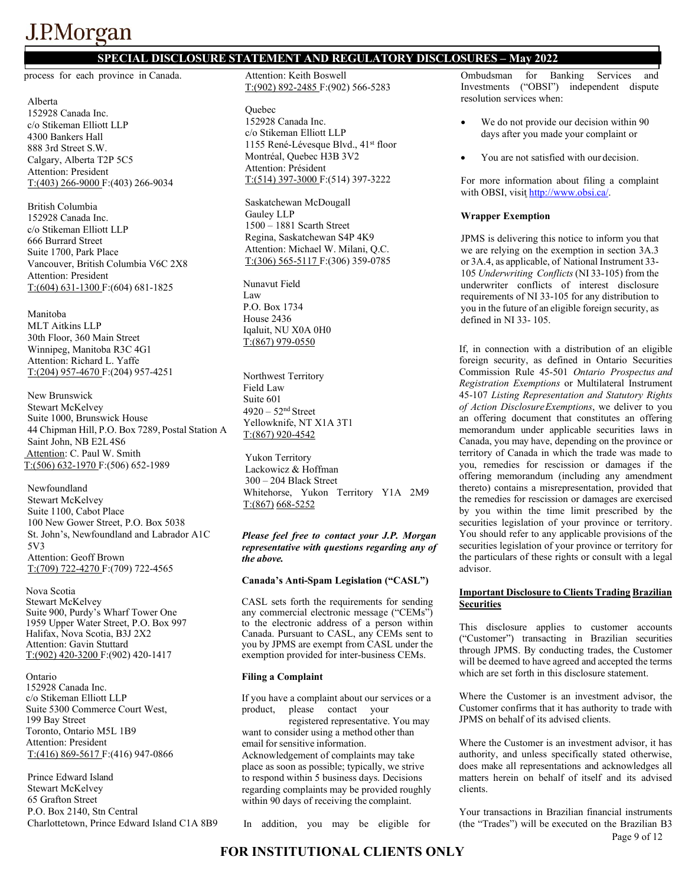process for each province in Canada.

Alberta
152928 Canada Inc.
c/o Stikeman Elliott LLP
4300 Bankers Hall
888 3rd Street S.W.
Calgary, Alberta T2P 5C5
Attention: President
T:(403) 266-9000 F:(403) 266-9034

British Columbia
152928 Canada Inc.
c/o Stikeman Elliott LLP
666 Burrard Street
Suite 1700, Park Place
Vancouver, British Columbia V6C 2X8
Attention: President
T:(604) 631-1300 F:(604) 681-1825

Manitoba
MLT Aitkins LLP
30th Floor, 360 Main Street
Winnipeg, Manitoba R3C 4G1
Attention: Richard L. Yaffe
T:(204) 957-4670 F:(204) 957-4251

New Brunswick
Stewart McKelvey
Suite 1000, Brunswick House
44 Chipman Hill, P.O. Box 7289, Postal Station A
Saint John, NB E2L4S6
Attention: C. Paul W. Smith
T:(506) 632-1970 F:(506) 652-1989

Newfoundland
Stewart McKelvey
Suite 1100, Cabot Place
100 New Gower Street, P.O. Box 5038
St. John's, Newfoundland and Labrador A1C 5V3
Attention: Geoff Brown
T:(709) 722-4270 F:(709) 722-4565

Nova Scotia
Stewart McKelvey
Suite 900, Purdy's Wharf Tower One
1959 Upper Water Street, P.O. Box 997
Halifax, Nova Scotia, B3J 2X2
Attention: Gavin Stuttard
T:(902) 420-3200 F:(902) 420-1417

Ontario
152928 Canada Inc.
c/o Stikeman Elliott LLP
Suite 5300 Commerce Court West,
199 Bay Street
Toronto, Ontario M5L 1B9
Attention: President
T:(416) 869-5617 F:(416) 947-0866

Prince Edward Island
Stewart McKelvey
65 Grafton Street
P.O. Box 2140, Stn Central
Charlottetown, Prince Edward Island C1A 8B9
Attention: Keith Boswell
T:(902) 892-2485 F:(902) 566-5283

Quebec
152928 Canada Inc.
c/o Stikeman Elliott LLP
1155 René-Lévesque Blvd., 41st floor
Montréal, Quebec H3B 3V2
Attention: Président
T:(514) 397-3000 F:(514) 397-3222

Saskatchewan McDougall
Gauley LLP
1500 – 1881 Scarth Street
Regina, Saskatchewan S4P 4K9
Attention: Michael W. Milani, Q.C.
T:(306) 565-5117 F:(306) 359-0785

Nunavut Field
Law
P.O. Box 1734
House 2436
Iqaluit, NU X0A 0H0
T:(867) 979-0550

Northwest Territory
Field Law
Suite 601
4920 – 52nd Street
Yellowknife, NT X1A 3T1
T:(867) 920-4542

Yukon Territory
Lackowicz & Hoffman
300 – 204 Black Street
Whitehorse, Yukon Territory Y1A 2M9
T:(867) 668-5252

***Please feel free to contact your J.P. Morgan representative with questions regarding any of the above.***

**Canada's Anti-Spam Legislation ("CASL")**

CASL sets forth the requirements for sending any commercial electronic message ("CEMs") to the electronic address of a person within Canada. Pursuant to CASL, any CEMs sent to you by JPMS are exempt from CASL under the exemption provided for inter-business CEMs.

**Filing a Complaint**

If you have a complaint about our services or a product, please contact your registered representative. You may want to consider using a method other than email for sensitive information. Acknowledgement of complaints may take place as soon as possible; typically, we strive to respond within 5 business days. Decisions regarding complaints may be provided roughly within 90 days of receiving the complaint.

In addition, you may be eligible for Ombudsman for Banking Services and Investments ("OBSI") independent dispute resolution services when:

- We do not provide our decision within 90 days after you made your complaint or
- You are not satisfied with our decision.

For more information about filing a complaint with OBSI, visit http://www.obsi.ca/.

**Wrapper Exemption**

JPMS is delivering this notice to inform you that we are relying on the exemption in section 3A.3 or 3A.4, as applicable, of National Instrument 33-105 *Underwriting Conflicts* (NI 33-105) from the underwriter conflicts of interest disclosure requirements of NI 33-105 for any distribution to you in the future of an eligible foreign security, as defined in NI 33- 105.

If, in connection with a distribution of an eligible foreign security, as defined in Ontario Securities Commission Rule 45-501 *Ontario Prospectus and Registration Exemptions* or Multilateral Instrument 45-107 *Listing Representation and Statutory Rights of Action Disclosure Exemptions*, we deliver to you an offering document that constitutes an offering memorandum under applicable securities laws in Canada, you may have, depending on the province or territory of Canada in which the trade was made to you, remedies for rescission or damages if the offering memorandum (including any amendment thereto) contains a misrepresentation, provided that the remedies for rescission or damages are exercised by you within the time limit prescribed by the securities legislation of your province or territory. You should refer to any applicable provisions of the securities legislation of your province or territory for the particulars of these rights or consult with a legal advisor.

**Important Disclosure to Clients Trading Brazilian Securities**

This disclosure applies to customer accounts ("Customer") transacting in Brazilian securities through JPMS. By conducting trades, the Customer will be deemed to have agreed and accepted the terms which are set forth in this disclosure statement.

Where the Customer is an investment advisor, the Customer confirms that it has authority to trade with JPMS on behalf of its advised clients.

Where the Customer is an investment advisor, it has authority, and unless specifically stated otherwise, does make all representations and acknowledges all matters herein on behalf of itself and its advised clients.

Your transactions in Brazilian financial instruments (the "Trades") will be executed on the Brazilian B3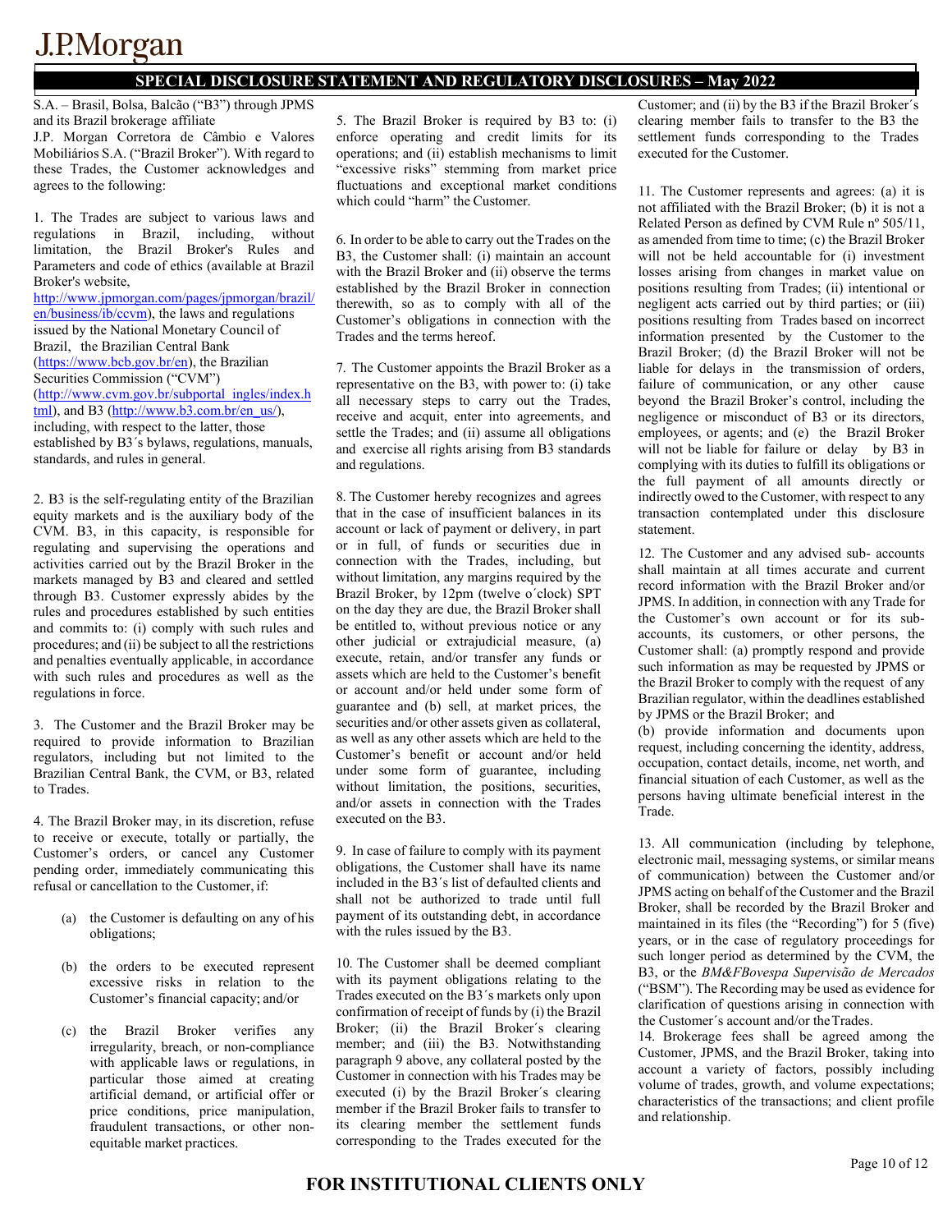## SPECIAL DISCLOSURE STATEMENT AND REGULATORY DISCLOSURES – May 2022

S.A. – Brasil, Bolsa, Balcão ("B3") through JPMS and its Brazil brokerage affiliate J.P. Morgan Corretora de Câmbio e Valores Mobiliários S.A. ("Brazil Broker"). With regard to these Trades, the Customer acknowledges and agrees to the following:

1. The Trades are subject to various laws and regulations in Brazil, including, without limitation, the Brazil Broker's Rules and Parameters and code of ethics (available at Brazil Broker's website, http://www.jpmorgan.com/pages/jpmorgan/brazil/en/business/ib/ccvm), the laws and regulations issued by the National Monetary Council of Brazil, the Brazilian Central Bank (https://www.bcb.gov.br/en), the Brazilian Securities Commission ("CVM") (http://www.cvm.gov.br/subportal_ingles/index.html), and B3 (http://www.b3.com.br/en_us/), including, with respect to the latter, those established by B3´s bylaws, regulations, manuals, standards, and rules in general.

2. B3 is the self-regulating entity of the Brazilian equity markets and is the auxiliary body of the CVM. B3, in this capacity, is responsible for regulating and supervising the operations and activities carried out by the Brazil Broker in the markets managed by B3 and cleared and settled through B3. Customer expressly abides by the rules and procedures established by such entities and commits to: (i) comply with such rules and procedures; and (ii) be subject to all the restrictions and penalties eventually applicable, in accordance with such rules and procedures as well as the regulations in force.

3. The Customer and the Brazil Broker may be required to provide information to Brazilian regulators, including but not limited to the Brazilian Central Bank, the CVM, or B3, related to Trades.

4. The Brazil Broker may, in its discretion, refuse to receive or execute, totally or partially, the Customer's orders, or cancel any Customer pending order, immediately communicating this refusal or cancellation to the Customer, if:

(a) the Customer is defaulting on any of his obligations;

(b) the orders to be executed represent excessive risks in relation to the Customer's financial capacity; and/or

(c) the Brazil Broker verifies any irregularity, breach, or non-compliance with applicable laws or regulations, in particular those aimed at creating artificial demand, or artificial offer or price conditions, price manipulation, fraudulent transactions, or other non-equitable market practices.

5. The Brazil Broker is required by B3 to: (i) enforce operating and credit limits for its operations; and (ii) establish mechanisms to limit "excessive risks" stemming from market price fluctuations and exceptional market conditions which could "harm" the Customer.

6. In order to be able to carry out the Trades on the B3, the Customer shall: (i) maintain an account with the Brazil Broker and (ii) observe the terms established by the Brazil Broker in connection therewith, so as to comply with all of the Customer's obligations in connection with the Trades and the terms hereof.

7. The Customer appoints the Brazil Broker as a representative on the B3, with power to: (i) take all necessary steps to carry out the Trades, receive and acquit, enter into agreements, and settle the Trades; and (ii) assume all obligations and exercise all rights arising from B3 standards and regulations.

8. The Customer hereby recognizes and agrees that in the case of insufficient balances in its account or lack of payment or delivery, in part or in full, of funds or securities due in connection with the Trades, including, but without limitation, any margins required by the Brazil Broker, by 12pm (twelve o´clock) SPT on the day they are due, the Brazil Broker shall be entitled to, without previous notice or any other judicial or extrajudicial measure, (a) execute, retain, and/or transfer any funds or assets which are held to the Customer's benefit or account and/or held under some form of guarantee and (b) sell, at market prices, the securities and/or other assets given as collateral, as well as any other assets which are held to the Customer's benefit or account and/or held under some form of guarantee, including without limitation, the positions, securities, and/or assets in connection with the Trades executed on the B3.

9. In case of failure to comply with its payment obligations, the Customer shall have its name included in the B3´s list of defaulted clients and shall not be authorized to trade until full payment of its outstanding debt, in accordance with the rules issued by the B3.

10. The Customer shall be deemed compliant with its payment obligations relating to the Trades executed on the B3´s markets only upon confirmation of receipt of funds by (i) the Brazil Broker; (ii) the Brazil Broker´s clearing member; and (iii) the B3. Notwithstanding paragraph 9 above, any collateral posted by the Customer in connection with his Trades may be executed (i) by the Brazil Broker´s clearing member if the Brazil Broker fails to transfer to its clearing member the settlement funds corresponding to the Trades executed for the Customer; and (ii) by the B3 if the Brazil Broker´s clearing member fails to transfer to the B3 the settlement funds corresponding to the Trades executed for the Customer.

11. The Customer represents and agrees: (a) it is not affiliated with the Brazil Broker; (b) it is not a Related Person as defined by CVM Rule nº 505/11, as amended from time to time; (c) the Brazil Broker will not be held accountable for (i) investment losses arising from changes in market value on positions resulting from Trades; (ii) intentional or negligent acts carried out by third parties; or (iii) positions resulting from Trades based on incorrect information presented by the Customer to the Brazil Broker; (d) the Brazil Broker will not be liable for delays in the transmission of orders, failure of communication, or any other cause beyond the Brazil Broker's control, including the negligence or misconduct of B3 or its directors, employees, or agents; and (e) the Brazil Broker will not be liable for failure or delay by B3 in complying with its duties to fulfill its obligations or the full payment of all amounts directly or indirectly owed to the Customer, with respect to any transaction contemplated under this disclosure statement.

12. The Customer and any advised sub- accounts shall maintain at all times accurate and current record information with the Brazil Broker and/or JPMS. In addition, in connection with any Trade for the Customer's own account or for its sub-accounts, its customers, or other persons, the Customer shall: (a) promptly respond and provide such information as may be requested by JPMS or the Brazil Broker to comply with the request of any Brazilian regulator, within the deadlines established by JPMS or the Brazil Broker; and
(b) provide information and documents upon request, including concerning the identity, address, occupation, contact details, income, net worth, and financial situation of each Customer, as well as the persons having ultimate beneficial interest in the Trade.

13. All communication (including by telephone, electronic mail, messaging systems, or similar means of communication) between the Customer and/or JPMS acting on behalf of the Customer and the Brazil Broker, shall be recorded by the Brazil Broker and maintained in its files (the "Recording") for 5 (five) years, or in the case of regulatory proceedings for such longer period as determined by the CVM, the B3, or the *BM&FBovespa Supervisão de Mercados* ("BSM"). The Recording may be used as evidence for clarification of questions arising in connection with the Customer´s account and/or the Trades.

14. Brokerage fees shall be agreed among the Customer, JPMS, and the Brazil Broker, taking into account a variety of factors, possibly including volume of trades, growth, and volume expectations; characteristics of the transactions; and client profile and relationship.

**FOR INSTITUTIONAL CLIENTS ONLY**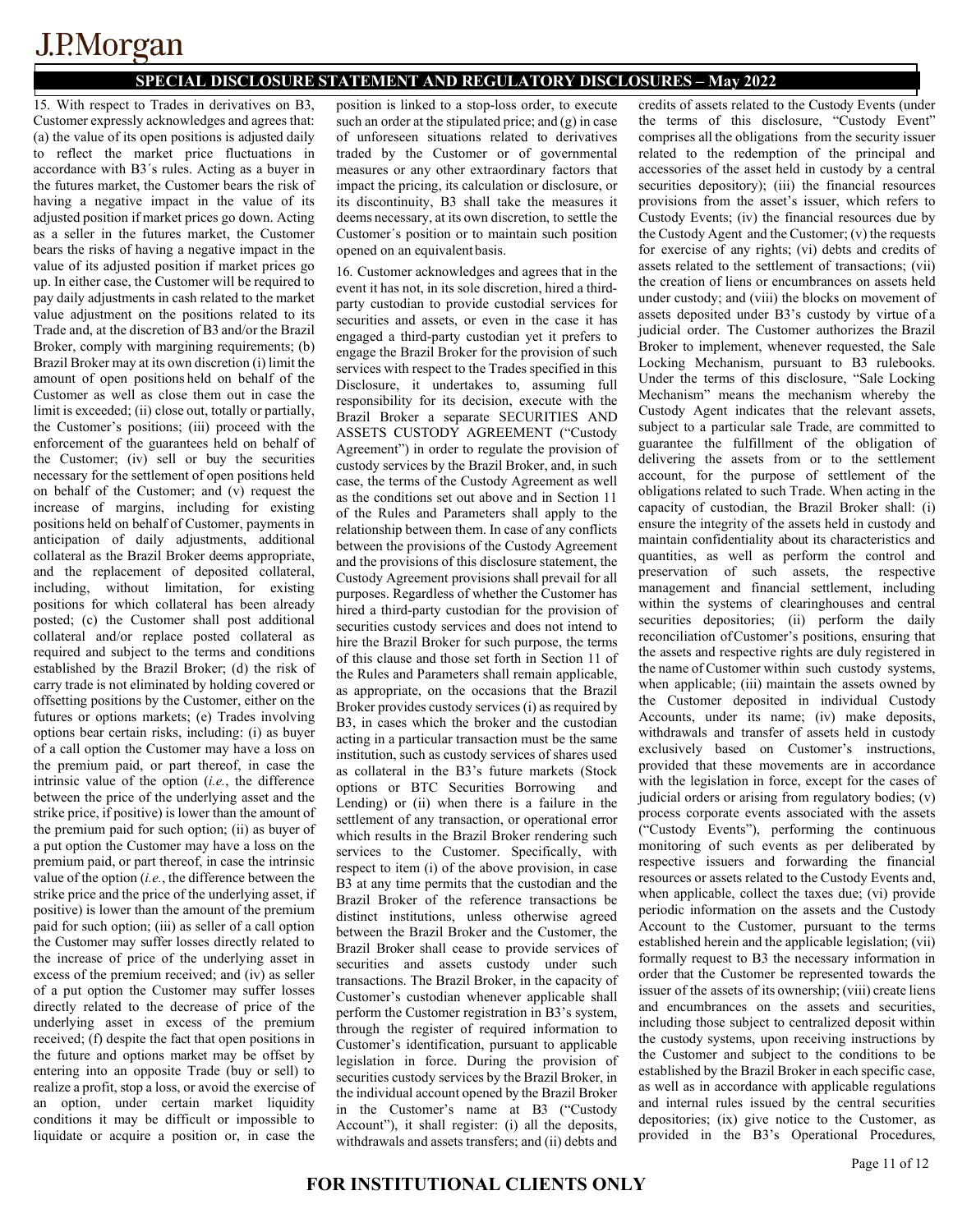15. With respect to Trades in derivatives on B3, Customer expressly acknowledges and agrees that: (a) the value of its open positions is adjusted daily to reflect the market price fluctuations in accordance with B3´s rules. Acting as a buyer in the futures market, the Customer bears the risk of having a negative impact in the value of its adjusted position if market prices go down. Acting as a seller in the futures market, the Customer bears the risks of having a negative impact in the value of its adjusted position if market prices go up. In either case, the Customer will be required to pay daily adjustments in cash related to the market value adjustment on the positions related to its Trade and, at the discretion of B3 and/or the Brazil Broker, comply with margining requirements; (b) Brazil Broker may at its own discretion (i) limit the amount of open positions held on behalf of the Customer as well as close them out in case the limit is exceeded; (ii) close out, totally or partially, the Customer's positions; (iii) proceed with the enforcement of the guarantees held on behalf of the Customer; (iv) sell or buy the securities necessary for the settlement of open positions held on behalf of the Customer; and (v) request the increase of margins, including for existing positions held on behalf of Customer, payments in anticipation of daily adjustments, additional collateral as the Brazil Broker deems appropriate, and the replacement of deposited collateral, including, without limitation, for existing positions for which collateral has been already posted; (c) the Customer shall post additional collateral and/or replace posted collateral as required and subject to the terms and conditions established by the Brazil Broker; (d) the risk of carry trade is not eliminated by holding covered or offsetting positions by the Customer, either on the futures or options markets; (e) Trades involving options bear certain risks, including: (i) as buyer of a call option the Customer may have a loss on the premium paid, or part thereof, in case the intrinsic value of the option (*i.e.*, the difference between the price of the underlying asset and the strike price, if positive) is lower than the amount of the premium paid for such option; (ii) as buyer of a put option the Customer may have a loss on the premium paid, or part thereof, in case the intrinsic value of the option (*i.e.*, the difference between the strike price and the price of the underlying asset, if positive) is lower than the amount of the premium paid for such option; (iii) as seller of a call option the Customer may suffer losses directly related to the increase of price of the underlying asset in excess of the premium received; and (iv) as seller of a put option the Customer may suffer losses directly related to the decrease of price of the underlying asset in excess of the premium received; (f) despite the fact that open positions in the future and options market may be offset by entering into an opposite Trade (buy or sell) to realize a profit, stop a loss, or avoid the exercise of an option, under certain market liquidity conditions it may be difficult or impossible to liquidate or acquire a position or, in case the position is linked to a stop-loss order, to execute such an order at the stipulated price; and (g) in case of unforeseen situations related to derivatives traded by the Customer or of governmental measures or any other extraordinary factors that impact the pricing, its calculation or disclosure, or its discontinuity, B3 shall take the measures it deems necessary, at its own discretion, to settle the Customer´s position or to maintain such position opened on an equivalent basis.

16. Customer acknowledges and agrees that in the event it has not, in its sole discretion, hired a third-party custodian to provide custodial services for securities and assets, or even in the case it has engaged a third-party custodian yet it prefers to engage the Brazil Broker for the provision of such services with respect to the Trades specified in this Disclosure, it undertakes to, assuming full responsibility for its decision, execute with the Brazil Broker a separate SECURITIES AND ASSETS CUSTODY AGREEMENT ("Custody Agreement") in order to regulate the provision of custody services by the Brazil Broker, and, in such case, the terms of the Custody Agreement as well as the conditions set out above and in Section 11 of the Rules and Parameters shall apply to the relationship between them. In case of any conflicts between the provisions of the Custody Agreement and the provisions of this disclosure statement, the Custody Agreement provisions shall prevail for all purposes. Regardless of whether the Customer has hired a third-party custodian for the provision of securities custody services and does not intend to hire the Brazil Broker for such purpose, the terms of this clause and those set forth in Section 11 of the Rules and Parameters shall remain applicable, as appropriate, on the occasions that the Brazil Broker provides custody services (i) as required by B3, in cases which the broker and the custodian acting in a particular transaction must be the same institution, such as custody services of shares used as collateral in the B3's future markets (Stock options or BTC Securities Borrowing and Lending) or (ii) when there is a failure in the settlement of any transaction, or operational error which results in the Brazil Broker rendering such services to the Customer. Specifically, with respect to item (i) of the above provision, in case B3 at any time permits that the custodian and the Brazil Broker of the reference transactions be distinct institutions, unless otherwise agreed between the Brazil Broker and the Customer, the Brazil Broker shall cease to provide services of securities and assets custody under such transactions. The Brazil Broker, in the capacity of Customer's custodian whenever applicable shall perform the Customer registration in B3's system, through the register of required information to Customer's identification, pursuant to applicable legislation in force. During the provision of securities custody services by the Brazil Broker, in the individual account opened by the Brazil Broker in the Customer's name at B3 ("Custody Account"), it shall register: (i) all the deposits, withdrawals and assets transfers; and (ii) debts and credits of assets related to the Custody Events (under the terms of this disclosure, "Custody Event" comprises all the obligations from the security issuer related to the redemption of the principal and accessories of the asset held in custody by a central securities depository); (iii) the financial resources provisions from the asset's issuer, which refers to Custody Events; (iv) the financial resources due by the Custody Agent and the Customer; (v) the requests for exercise of any rights; (vi) debts and credits of assets related to the settlement of transactions; (vii) the creation of liens or encumbrances on assets held under custody; and (viii) the blocks on movement of assets deposited under B3's custody by virtue of a judicial order. The Customer authorizes the Brazil Broker to implement, whenever requested, the Sale Locking Mechanism, pursuant to B3 rulebooks. Under the terms of this disclosure, "Sale Locking Mechanism" means the mechanism whereby the Custody Agent indicates that the relevant assets, subject to a particular sale Trade, are committed to guarantee the fulfillment of the obligation of delivering the assets from or to the settlement account, for the purpose of settlement of the obligations related to such Trade. When acting in the capacity of custodian, the Brazil Broker shall: (i) ensure the integrity of the assets held in custody and maintain confidentiality about its characteristics and quantities, as well as perform the control and preservation of such assets, the respective management and financial settlement, including within the systems of clearinghouses and central securities depositories; (ii) perform the daily reconciliation of Customer's positions, ensuring that the assets and respective rights are duly registered in the name of Customer within such custody systems, when applicable; (iii) maintain the assets owned by the Customer deposited in individual Custody Accounts, under its name; (iv) make deposits, withdrawals and transfer of assets held in custody exclusively based on Customer's instructions, provided that these movements are in accordance with the legislation in force, except for the cases of judicial orders or arising from regulatory bodies; (v) process corporate events associated with the assets ("Custody Events"), performing the continuous monitoring of such events as per deliberated by respective issuers and forwarding the financial resources or assets related to the Custody Events and, when applicable, collect the taxes due; (vi) provide periodic information on the assets and the Custody Account to the Customer, pursuant to the terms established herein and the applicable legislation; (vii) formally request to B3 the necessary information in order that the Customer be represented towards the issuer of the assets of its ownership; (viii) create liens and encumbrances on the assets and securities, including those subject to centralized deposit within the custody systems, upon receiving instructions by the Customer and subject to the conditions to be established by the Brazil Broker in each specific case, as well as in accordance with applicable regulations and internal rules issued by the central securities depositories; (ix) give notice to the Customer, as provided in the B3's Operational Procedures,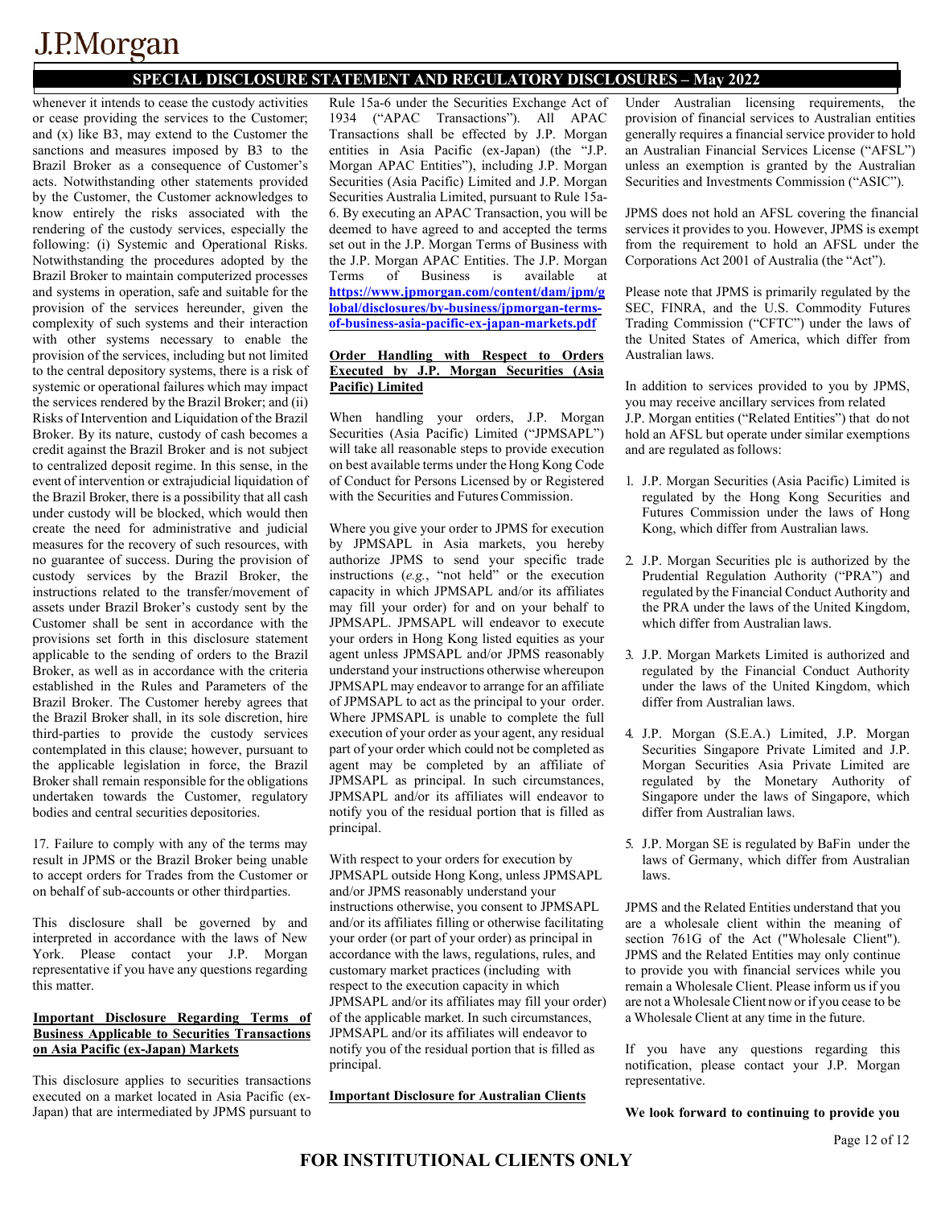whenever it intends to cease the custody activities or cease providing the services to the Customer; and (x) like B3, may extend to the Customer the sanctions and measures imposed by B3 to the Brazil Broker as a consequence of Customer's acts. Notwithstanding other statements provided by the Customer, the Customer acknowledges to know entirely the risks associated with the rendering of the custody services, especially the following: (i) Systemic and Operational Risks. Notwithstanding the procedures adopted by the Brazil Broker to maintain computerized processes and systems in operation, safe and suitable for the provision of the services hereunder, given the complexity of such systems and their interaction with other systems necessary to enable the provision of the services, including but not limited to the central depository systems, there is a risk of systemic or operational failures which may impact the services rendered by the Brazil Broker; and (ii) Risks of Intervention and Liquidation of the Brazil Broker. By its nature, custody of cash becomes a credit against the Brazil Broker and is not subject to centralized deposit regime. In this sense, in the event of intervention or extrajudicial liquidation of the Brazil Broker, there is a possibility that all cash under custody will be blocked, which would then create the need for administrative and judicial measures for the recovery of such resources, with no guarantee of success. During the provision of custody services by the Brazil Broker, the instructions related to the transfer/movement of assets under Brazil Broker's custody sent by the Customer shall be sent in accordance with the provisions set forth in this disclosure statement applicable to the sending of orders to the Brazil Broker, as well as in accordance with the criteria established in the Rules and Parameters of the Brazil Broker. The Customer hereby agrees that the Brazil Broker shall, in its sole discretion, hire third-parties to provide the custody services contemplated in this clause; however, pursuant to the applicable legislation in force, the Brazil Broker shall remain responsible for the obligations undertaken towards the Customer, regulatory bodies and central securities depositories.

17. Failure to comply with any of the terms may result in JPMS or the Brazil Broker being unable to accept orders for Trades from the Customer or on behalf of sub-accounts or other third parties.

This disclosure shall be governed by and interpreted in accordance with the laws of New York. Please contact your J.P. Morgan representative if you have any questions regarding this matter.

**Important Disclosure Regarding Terms of Business Applicable to Securities Transactions on Asia Pacific (ex-Japan) Markets**

This disclosure applies to securities transactions executed on a market located in Asia Pacific (ex-Japan) that are intermediated by JPMS pursuant to Rule 15a-6 under the Securities Exchange Act of 1934 ("APAC Transactions"). All APAC Transactions shall be effected by J.P. Morgan entities in Asia Pacific (ex-Japan) (the "J.P. Morgan APAC Entities"), including J.P. Morgan Securities (Asia Pacific) Limited and J.P. Morgan Securities Australia Limited, pursuant to Rule 15a-6. By executing an APAC Transaction, you will be deemed to have agreed to and accepted the terms set out in the J.P. Morgan Terms of Business with the J.P. Morgan APAC Entities. The J.P. Morgan Terms of Business is available at **https://www.jpmorgan.com/content/dam/jpm/global/disclosures/by-business/jpmorgan-terms-of-business-asia-pacific-ex-japan-markets.pdf**

**Order Handling with Respect to Orders Executed by J.P. Morgan Securities (Asia Pacific) Limited**

When handling your orders, J.P. Morgan Securities (Asia Pacific) Limited ("JPMSAPL") will take all reasonable steps to provide execution on best available terms under the Hong Kong Code of Conduct for Persons Licensed by or Registered with the Securities and Futures Commission.

Where you give your order to JPMS for execution by JPMSAPL in Asia markets, you hereby authorize JPMS to send your specific trade instructions (*e.g.*, "not held" or the execution capacity in which JPMSAPL and/or its affiliates may fill your order) for and on your behalf to JPMSAPL. JPMSAPL will endeavor to execute your orders in Hong Kong listed equities as your agent unless JPMSAPL and/or JPMS reasonably understand your instructions otherwise whereupon JPMSAPL may endeavor to arrange for an affiliate of JPMSAPL to act as the principal to your order. Where JPMSAPL is unable to complete the full execution of your order as your agent, any residual part of your order which could not be completed as agent may be completed by an affiliate of JPMSAPL as principal. In such circumstances, JPMSAPL and/or its affiliates will endeavor to notify you of the residual portion that is filled as principal.

With respect to your orders for execution by JPMSAPL outside Hong Kong, unless JPMSAPL and/or JPMS reasonably understand your instructions otherwise, you consent to JPMSAPL and/or its affiliates filling or otherwise facilitating your order (or part of your order) as principal in accordance with the laws, regulations, rules, and customary market practices (including with respect to the execution capacity in which JPMSAPL and/or its affiliates may fill your order) of the applicable market. In such circumstances, JPMSAPL and/or its affiliates will endeavor to notify you of the residual portion that is filled as principal.

**Important Disclosure for Australian Clients**

Under Australian licensing requirements, the provision of financial services to Australian entities generally requires a financial service provider to hold an Australian Financial Services License ("AFSL") unless an exemption is granted by the Australian Securities and Investments Commission ("ASIC").

JPMS does not hold an AFSL covering the financial services it provides to you. However, JPMS is exempt from the requirement to hold an AFSL under the Corporations Act 2001 of Australia (the "Act").

Please note that JPMS is primarily regulated by the SEC, FINRA, and the U.S. Commodity Futures Trading Commission ("CFTC") under the laws of the United States of America, which differ from Australian laws.

In addition to services provided to you by JPMS, you may receive ancillary services from related J.P. Morgan entities ("Related Entities") that do not hold an AFSL but operate under similar exemptions and are regulated as follows:

1. J.P. Morgan Securities (Asia Pacific) Limited is regulated by the Hong Kong Securities and Futures Commission under the laws of Hong Kong, which differ from Australian laws.
2. J.P. Morgan Securities plc is authorized by the Prudential Regulation Authority ("PRA") and regulated by the Financial Conduct Authority and the PRA under the laws of the United Kingdom, which differ from Australian laws.
3. J.P. Morgan Markets Limited is authorized and regulated by the Financial Conduct Authority under the laws of the United Kingdom, which differ from Australian laws.
4. J.P. Morgan (S.E.A.) Limited, J.P. Morgan Securities Singapore Private Limited and J.P. Morgan Securities Asia Private Limited are regulated by the Monetary Authority of Singapore under the laws of Singapore, which differ from Australian laws.
5. J.P. Morgan SE is regulated by BaFin under the laws of Germany, which differ from Australian laws.

JPMS and the Related Entities understand that you are a wholesale client within the meaning of section 761G of the Act ("Wholesale Client"). JPMS and the Related Entities may only continue to provide you with financial services while you remain a Wholesale Client. Please inform us if you are not a Wholesale Client now or if you cease to be a Wholesale Client at any time in the future.

If you have any questions regarding this notification, please contact your J.P. Morgan representative.

**We look forward to continuing to provide you**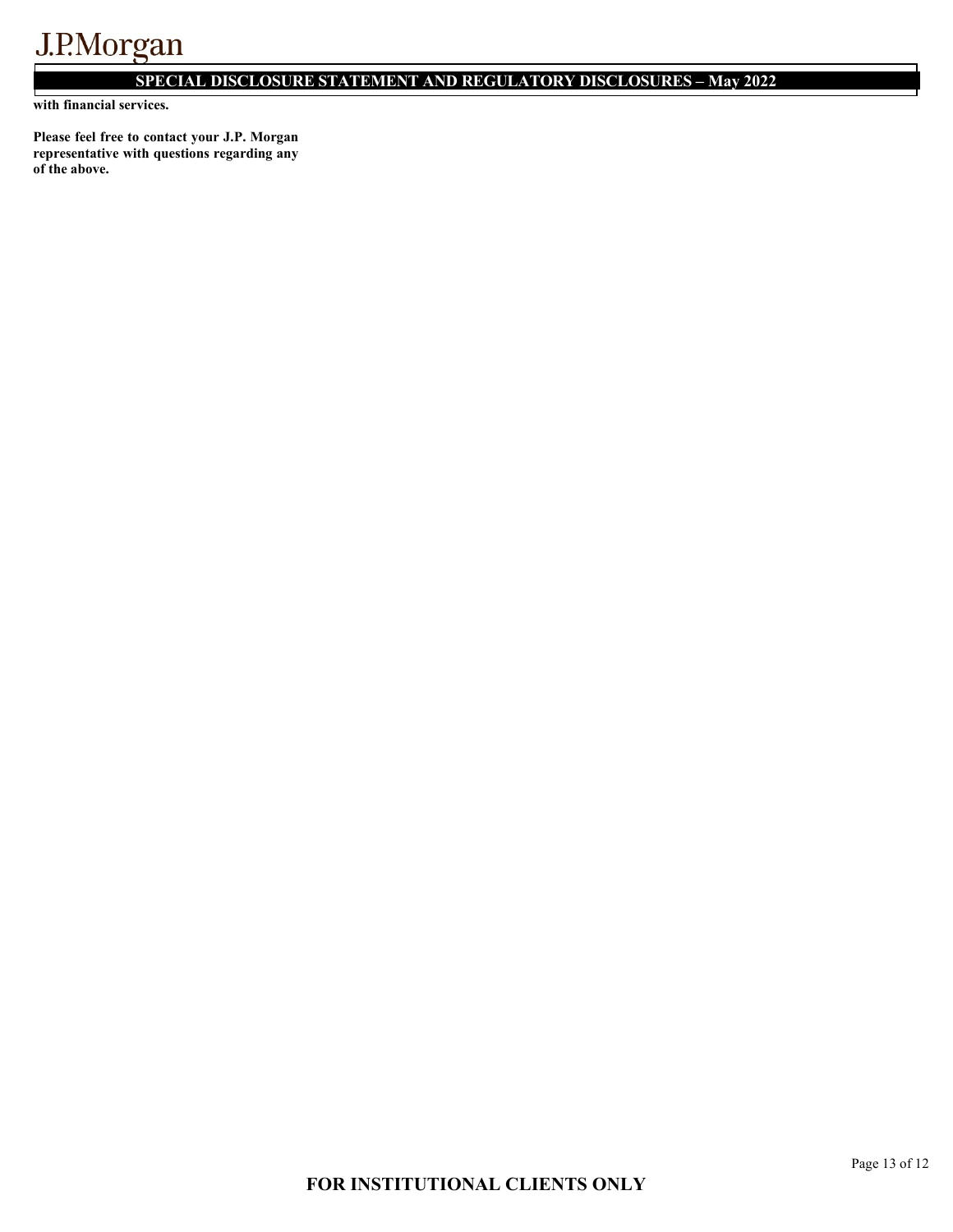**with financial services.**

**Please feel free to contact your J.P. Morgan representative with questions regarding any of the above.**